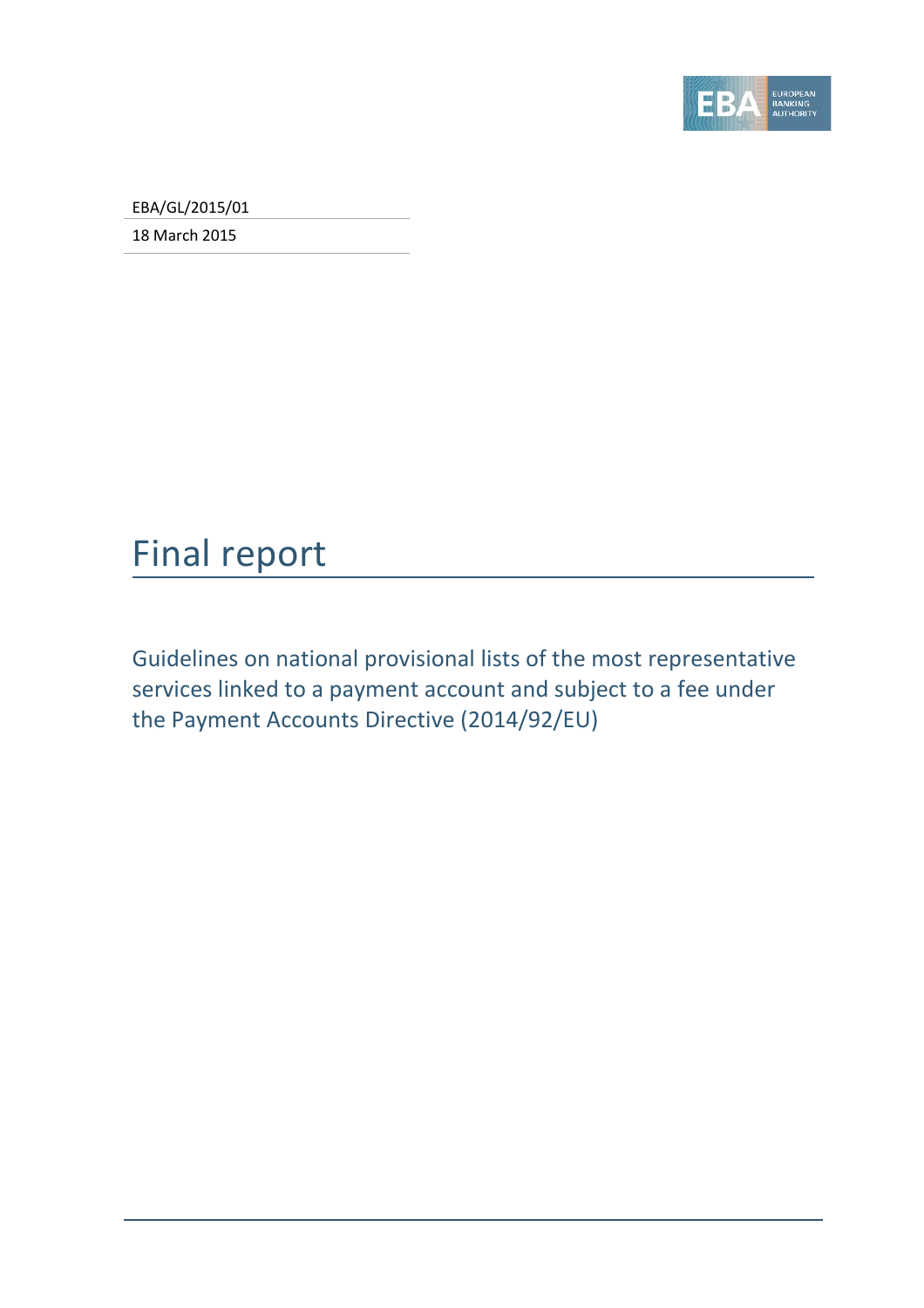EBA/GL/2015/01

18 March 2015

# Final report

## Guidelines on national provisional lists of the most representative services linked to a payment account and subject to a fee under the Payment Accounts Directive (2014/92/EU)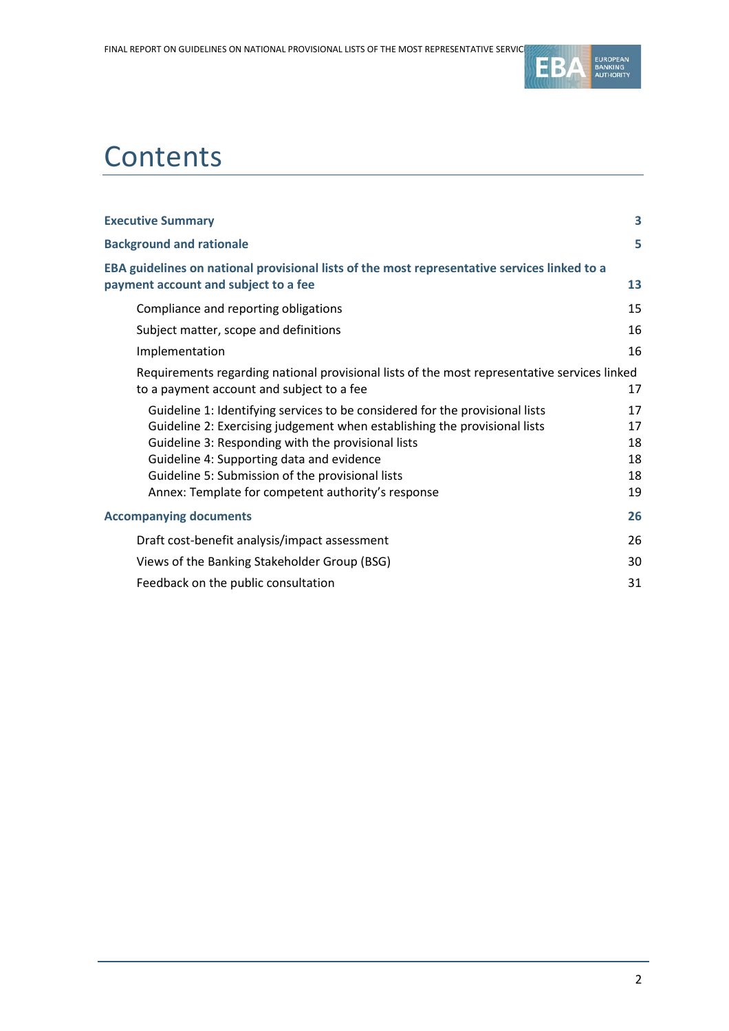# Contents

| | |
|---|---|
| **Executive Summary** | **3** |
| **Background and rationale** | **5** |
| **EBA guidelines on national provisional lists of the most representative services linked to a payment account and subject to a fee** | **13** |
| Compliance and reporting obligations | 15 |
| Subject matter, scope and definitions | 16 |
| Implementation | 16 |
| Requirements regarding national provisional lists of the most representative services linked to a payment account and subject to a fee | 17 |
| Guideline 1: Identifying services to be considered for the provisional lists | 17 |
| Guideline 2: Exercising judgement when establishing the provisional lists | 17 |
| Guideline 3: Responding with the provisional lists | 18 |
| Guideline 4: Supporting data and evidence | 18 |
| Guideline 5: Submission of the provisional lists | 18 |
| Annex: Template for competent authority's response | 19 |
| **Accompanying documents** | **26** |
| Draft cost-benefit analysis/impact assessment | 26 |
| Views of the Banking Stakeholder Group (BSG) | 30 |
| Feedback on the public consultation | 31 |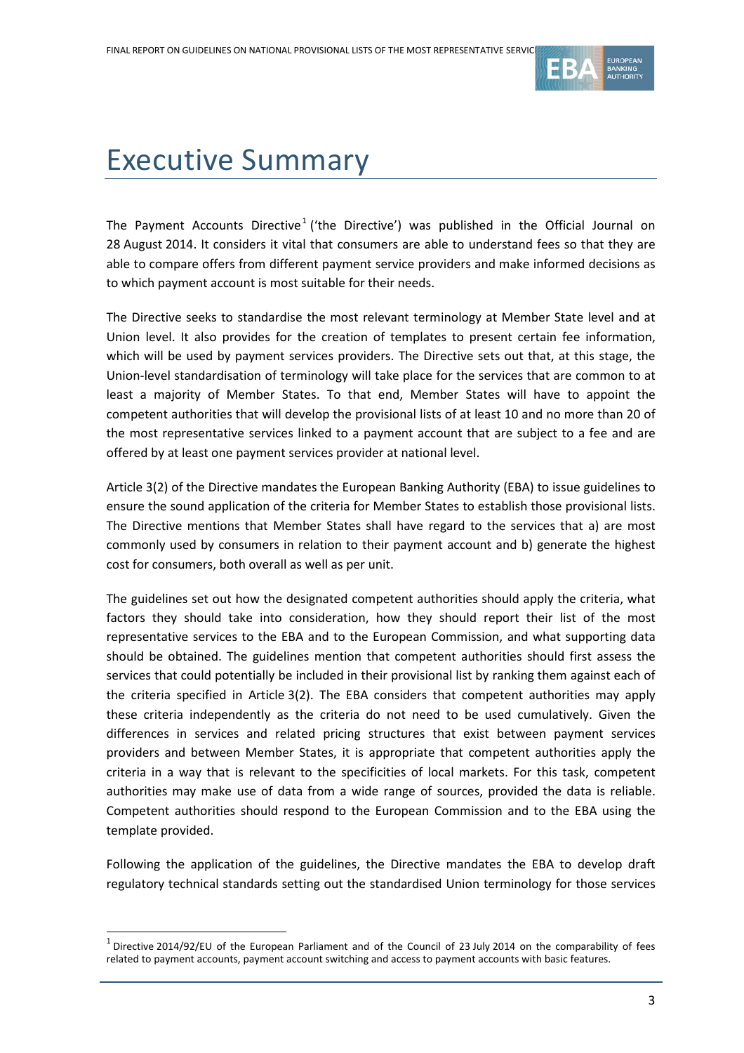# Executive Summary

The Payment Accounts Directive[1] ('the Directive') was published in the Official Journal on 28 August 2014. It considers it vital that consumers are able to understand fees so that they are able to compare offers from different payment service providers and make informed decisions as to which payment account is most suitable for their needs.

The Directive seeks to standardise the most relevant terminology at Member State level and at Union level. It also provides for the creation of templates to present certain fee information, which will be used by payment services providers. The Directive sets out that, at this stage, the Union-level standardisation of terminology will take place for the services that are common to at least a majority of Member States. To that end, Member States will have to appoint the competent authorities that will develop the provisional lists of at least 10 and no more than 20 of the most representative services linked to a payment account that are subject to a fee and are offered by at least one payment services provider at national level.

Article 3(2) of the Directive mandates the European Banking Authority (EBA) to issue guidelines to ensure the sound application of the criteria for Member States to establish those provisional lists. The Directive mentions that Member States shall have regard to the services that a) are most commonly used by consumers in relation to their payment account and b) generate the highest cost for consumers, both overall as well as per unit.

The guidelines set out how the designated competent authorities should apply the criteria, what factors they should take into consideration, how they should report their list of the most representative services to the EBA and to the European Commission, and what supporting data should be obtained. The guidelines mention that competent authorities should first assess the services that could potentially be included in their provisional list by ranking them against each of the criteria specified in Article 3(2). The EBA considers that competent authorities may apply these criteria independently as the criteria do not need to be used cumulatively. Given the differences in services and related pricing structures that exist between payment services providers and between Member States, it is appropriate that competent authorities apply the criteria in a way that is relevant to the specificities of local markets. For this task, competent authorities may make use of data from a wide range of sources, provided the data is reliable. Competent authorities should respond to the European Commission and to the EBA using the template provided.

Following the application of the guidelines, the Directive mandates the EBA to develop draft regulatory technical standards setting out the standardised Union terminology for those services

[1] Directive 2014/92/EU of the European Parliament and of the Council of 23 July 2014 on the comparability of fees related to payment accounts, payment account switching and access to payment accounts with basic features.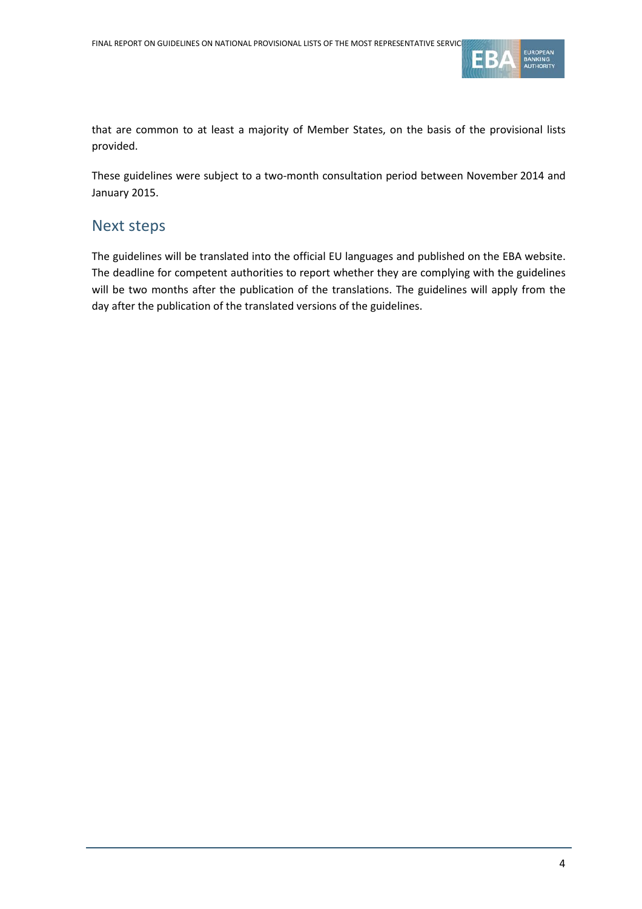that are common to at least a majority of Member States, on the basis of the provisional lists provided.

These guidelines were subject to a two-month consultation period between November 2014 and January 2015.

## Next steps

The guidelines will be translated into the official EU languages and published on the EBA website. The deadline for competent authorities to report whether they are complying with the guidelines will be two months after the publication of the translations. The guidelines will apply from the day after the publication of the translated versions of the guidelines.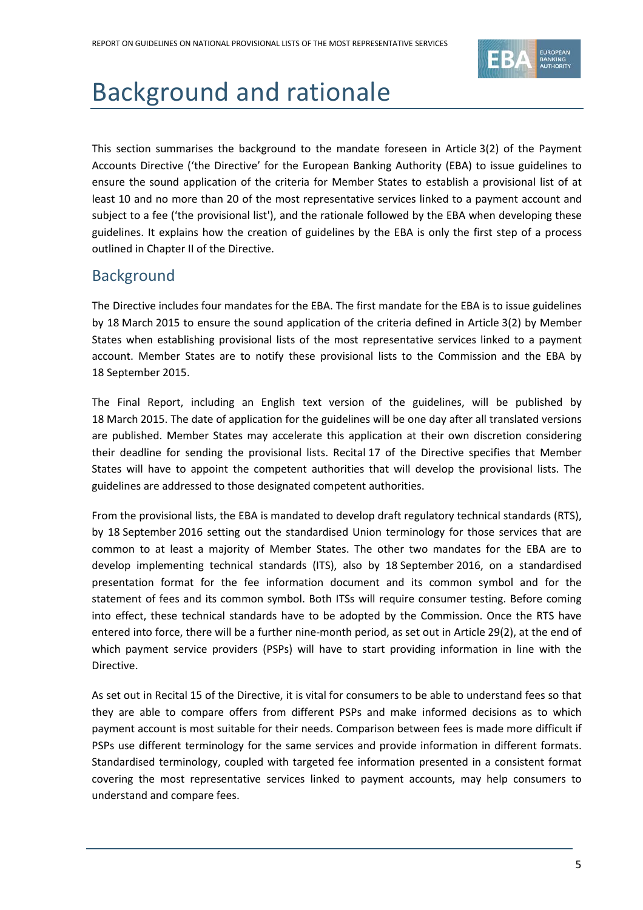# Background and rationale

This section summarises the background to the mandate foreseen in Article 3(2) of the Payment Accounts Directive ('the Directive' for the European Banking Authority (EBA) to issue guidelines to ensure the sound application of the criteria for Member States to establish a provisional list of at least 10 and no more than 20 of the most representative services linked to a payment account and subject to a fee ('the provisional list'), and the rationale followed by the EBA when developing these guidelines. It explains how the creation of guidelines by the EBA is only the first step of a process outlined in Chapter II of the Directive.

## Background

The Directive includes four mandates for the EBA. The first mandate for the EBA is to issue guidelines by 18 March 2015 to ensure the sound application of the criteria defined in Article 3(2) by Member States when establishing provisional lists of the most representative services linked to a payment account. Member States are to notify these provisional lists to the Commission and the EBA by 18 September 2015.

The Final Report, including an English text version of the guidelines, will be published by 18 March 2015. The date of application for the guidelines will be one day after all translated versions are published. Member States may accelerate this application at their own discretion considering their deadline for sending the provisional lists. Recital 17 of the Directive specifies that Member States will have to appoint the competent authorities that will develop the provisional lists. The guidelines are addressed to those designated competent authorities.

From the provisional lists, the EBA is mandated to develop draft regulatory technical standards (RTS), by 18 September 2016 setting out the standardised Union terminology for those services that are common to at least a majority of Member States. The other two mandates for the EBA are to develop implementing technical standards (ITS), also by 18 September 2016, on a standardised presentation format for the fee information document and its common symbol and for the statement of fees and its common symbol. Both ITSs will require consumer testing. Before coming into effect, these technical standards have to be adopted by the Commission. Once the RTS have entered into force, there will be a further nine-month period, as set out in Article 29(2), at the end of which payment service providers (PSPs) will have to start providing information in line with the Directive.

As set out in Recital 15 of the Directive, it is vital for consumers to be able to understand fees so that they are able to compare offers from different PSPs and make informed decisions as to which payment account is most suitable for their needs. Comparison between fees is made more difficult if PSPs use different terminology for the same services and provide information in different formats. Standardised terminology, coupled with targeted fee information presented in a consistent format covering the most representative services linked to payment accounts, may help consumers to understand and compare fees.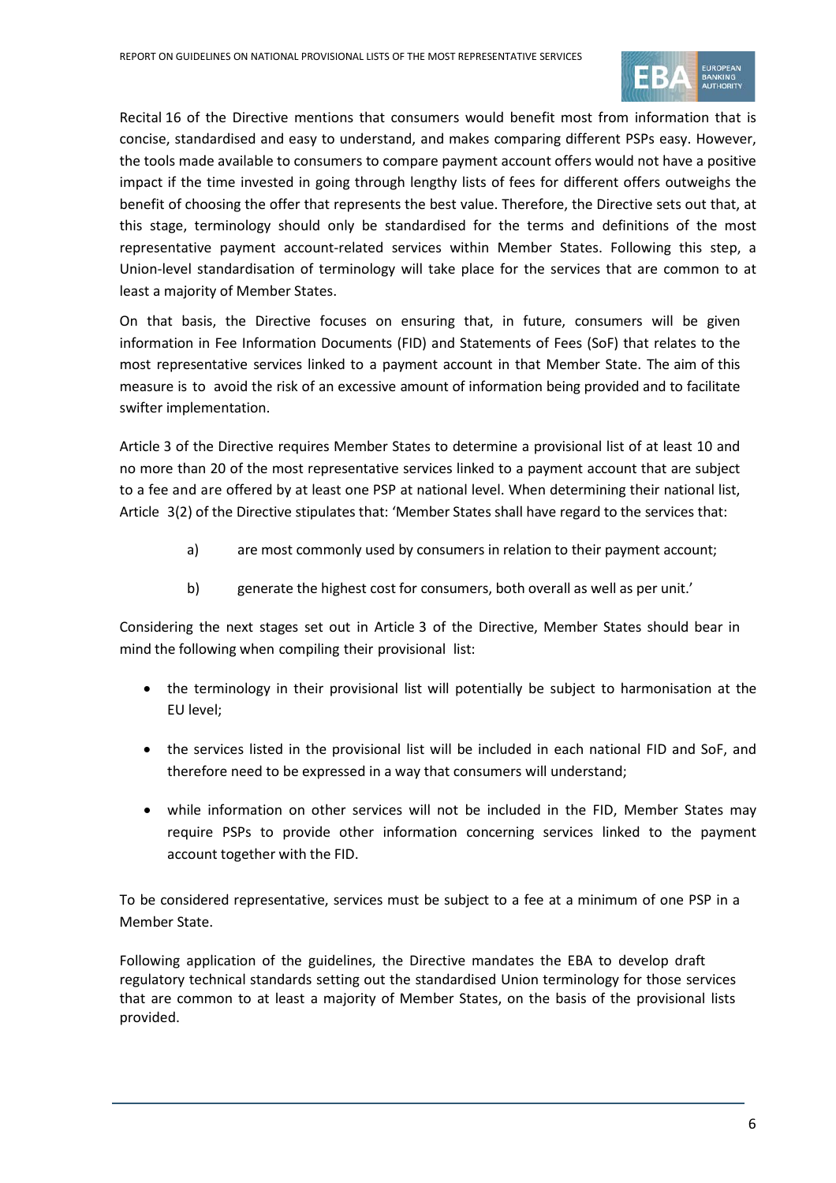Recital 16 of the Directive mentions that consumers would benefit most from information that is concise, standardised and easy to understand, and makes comparing different PSPs easy. However, the tools made available to consumers to compare payment account offers would not have a positive impact if the time invested in going through lengthy lists of fees for different offers outweighs the benefit of choosing the offer that represents the best value. Therefore, the Directive sets out that, at this stage, terminology should only be standardised for the terms and definitions of the most representative payment account-related services within Member States. Following this step, a Union-level standardisation of terminology will take place for the services that are common to at least a majority of Member States.

On that basis, the Directive focuses on ensuring that, in future, consumers will be given information in Fee Information Documents (FID) and Statements of Fees (SoF) that relates to the most representative services linked to a payment account in that Member State. The aim of this measure is to avoid the risk of an excessive amount of information being provided and to facilitate swifter implementation.

Article 3 of the Directive requires Member States to determine a provisional list of at least 10 and no more than 20 of the most representative services linked to a payment account that are subject to a fee and are offered by at least one PSP at national level. When determining their national list, Article 3(2) of the Directive stipulates that: 'Member States shall have regard to the services that:

a) are most commonly used by consumers in relation to their payment account;

b) generate the highest cost for consumers, both overall as well as per unit.'

Considering the next stages set out in Article 3 of the Directive, Member States should bear in mind the following when compiling their provisional list:

- the terminology in their provisional list will potentially be subject to harmonisation at the EU level;
- the services listed in the provisional list will be included in each national FID and SoF, and therefore need to be expressed in a way that consumers will understand;
- while information on other services will not be included in the FID, Member States may require PSPs to provide other information concerning services linked to the payment account together with the FID.

To be considered representative, services must be subject to a fee at a minimum of one PSP in a Member State.

Following application of the guidelines, the Directive mandates the EBA to develop draft regulatory technical standards setting out the standardised Union terminology for those services that are common to at least a majority of Member States, on the basis of the provisional lists provided.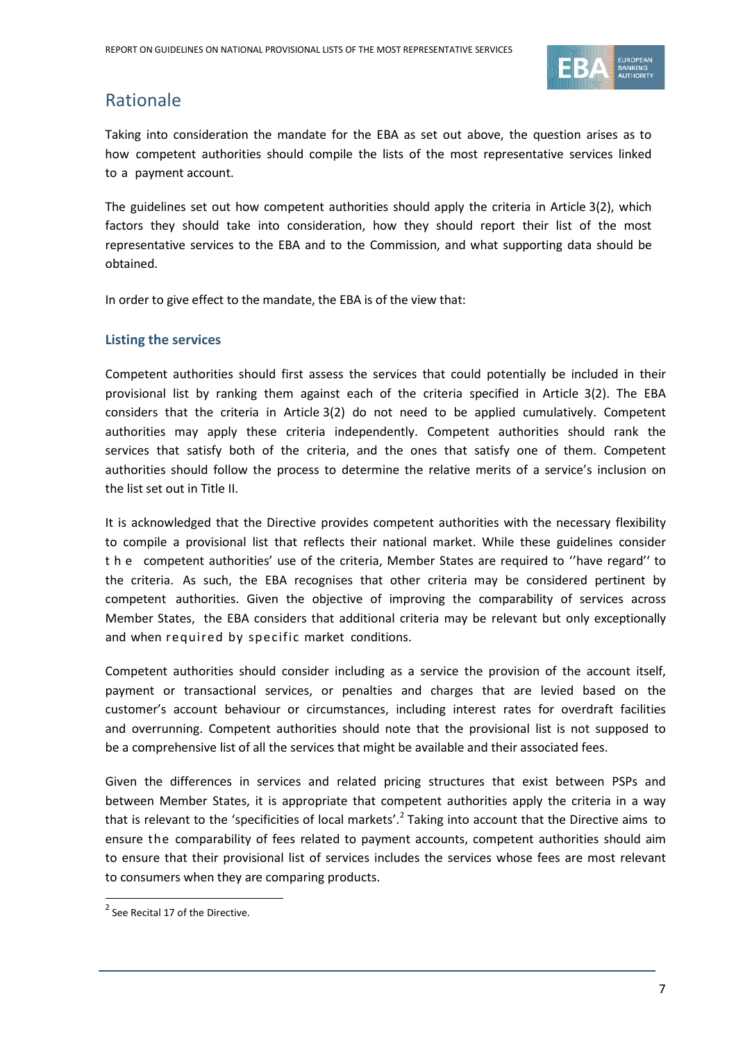## Rationale

Taking into consideration the mandate for the EBA as set out above, the question arises as to how competent authorities should compile the lists of the most representative services linked to a payment account.

The guidelines set out how competent authorities should apply the criteria in Article 3(2), which factors they should take into consideration, how they should report their list of the most representative services to the EBA and to the Commission, and what supporting data should be obtained.

In order to give effect to the mandate, the EBA is of the view that:

### Listing the services

Competent authorities should first assess the services that could potentially be included in their provisional list by ranking them against each of the criteria specified in Article 3(2). The EBA considers that the criteria in Article 3(2) do not need to be applied cumulatively. Competent authorities may apply these criteria independently. Competent authorities should rank the services that satisfy both of the criteria, and the ones that satisfy one of them. Competent authorities should follow the process to determine the relative merits of a service's inclusion on the list set out in Title II.

It is acknowledged that the Directive provides competent authorities with the necessary flexibility to compile a provisional list that reflects their national market. While these guidelines consider the competent authorities' use of the criteria, Member States are required to ''have regard'' to the criteria. As such, the EBA recognises that other criteria may be considered pertinent by competent authorities. Given the objective of improving the comparability of services across Member States, the EBA considers that additional criteria may be relevant but only exceptionally and when required by specific market conditions.

Competent authorities should consider including as a service the provision of the account itself, payment or transactional services, or penalties and charges that are levied based on the customer's account behaviour or circumstances, including interest rates for overdraft facilities and overrunning. Competent authorities should note that the provisional list is not supposed to be a comprehensive list of all the services that might be available and their associated fees.

Given the differences in services and related pricing structures that exist between PSPs and between Member States, it is appropriate that competent authorities apply the criteria in a way that is relevant to the 'specificities of local markets'.[2] Taking into account that the Directive aims to ensure the comparability of fees related to payment accounts, competent authorities should aim to ensure that their provisional list of services includes the services whose fees are most relevant to consumers when they are comparing products.

[2] See Recital 17 of the Directive.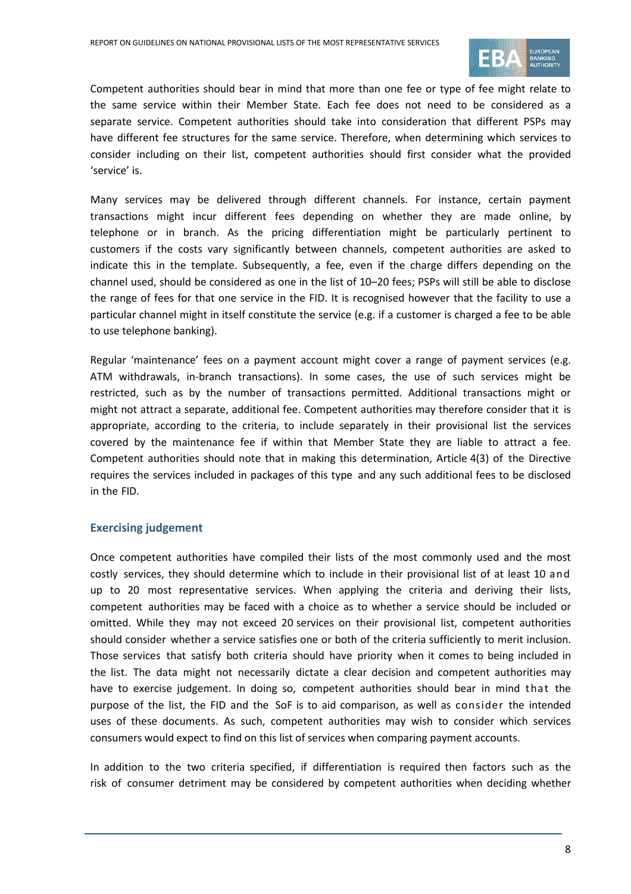Competent authorities should bear in mind that more than one fee or type of fee might relate to the same service within their Member State. Each fee does not need to be considered as a separate service. Competent authorities should take into consideration that different PSPs may have different fee structures for the same service. Therefore, when determining which services to consider including on their list, competent authorities should first consider what the provided 'service' is.

Many services may be delivered through different channels. For instance, certain payment transactions might incur different fees depending on whether they are made online, by telephone or in branch. As the pricing differentiation might be particularly pertinent to customers if the costs vary significantly between channels, competent authorities are asked to indicate this in the template. Subsequently, a fee, even if the charge differs depending on the channel used, should be considered as one in the list of 10–20 fees; PSPs will still be able to disclose the range of fees for that one service in the FID. It is recognised however that the facility to use a particular channel might in itself constitute the service (e.g. if a customer is charged a fee to be able to use telephone banking).

Regular 'maintenance' fees on a payment account might cover a range of payment services (e.g. ATM withdrawals, in-branch transactions). In some cases, the use of such services might be restricted, such as by the number of transactions permitted. Additional transactions might or might not attract a separate, additional fee. Competent authorities may therefore consider that it is appropriate, according to the criteria, to include separately in their provisional list the services covered by the maintenance fee if within that Member State they are liable to attract a fee. Competent authorities should note that in making this determination, Article 4(3) of the Directive requires the services included in packages of this type and any such additional fees to be disclosed in the FID.

### Exercising judgement

Once competent authorities have compiled their lists of the most commonly used and the most costly services, they should determine which to include in their provisional list of at least 10 and up to 20 most representative services. When applying the criteria and deriving their lists, competent authorities may be faced with a choice as to whether a service should be included or omitted. While they may not exceed 20 services on their provisional list, competent authorities should consider whether a service satisfies one or both of the criteria sufficiently to merit inclusion. Those services that satisfy both criteria should have priority when it comes to being included in the list. The data might not necessarily dictate a clear decision and competent authorities may have to exercise judgement. In doing so, competent authorities should bear in mind that the purpose of the list, the FID and the SoF is to aid comparison, as well as consider the intended uses of these documents. As such, competent authorities may wish to consider which services consumers would expect to find on this list of services when comparing payment accounts.

In addition to the two criteria specified, if differentiation is required then factors such as the risk of consumer detriment may be considered by competent authorities when deciding whether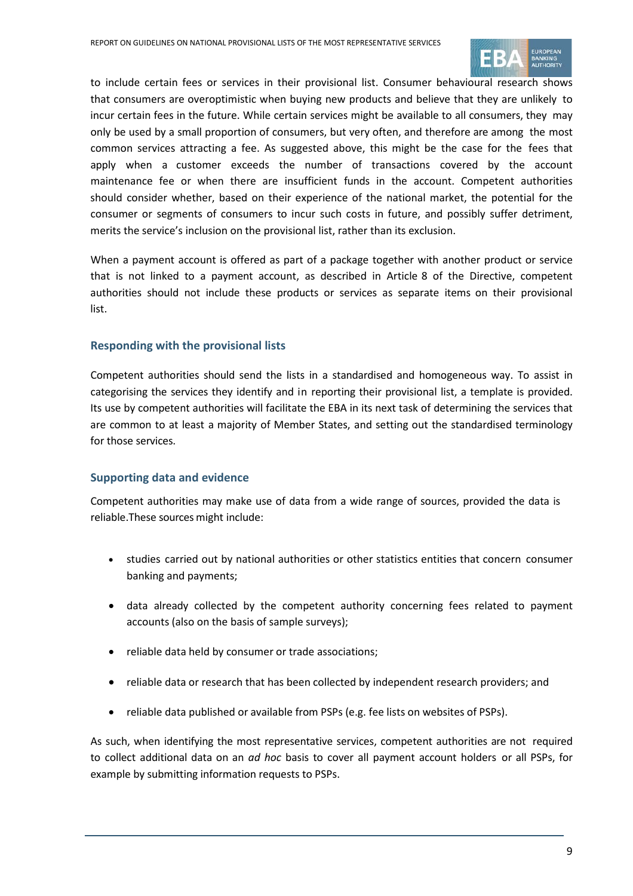to include certain fees or services in their provisional list. Consumer behavioural research shows that consumers are overoptimistic when buying new products and believe that they are unlikely to incur certain fees in the future. While certain services might be available to all consumers, they may only be used by a small proportion of consumers, but very often, and therefore are among the most common services attracting a fee. As suggested above, this might be the case for the fees that apply when a customer exceeds the number of transactions covered by the account maintenance fee or when there are insufficient funds in the account. Competent authorities should consider whether, based on their experience of the national market, the potential for the consumer or segments of consumers to incur such costs in future, and possibly suffer detriment, merits the service's inclusion on the provisional list, rather than its exclusion.

When a payment account is offered as part of a package together with another product or service that is not linked to a payment account, as described in Article 8 of the Directive, competent authorities should not include these products or services as separate items on their provisional list.

### Responding with the provisional lists

Competent authorities should send the lists in a standardised and homogeneous way. To assist in categorising the services they identify and in reporting their provisional list, a template is provided. Its use by competent authorities will facilitate the EBA in its next task of determining the services that are common to at least a majority of Member States, and setting out the standardised terminology for those services.

### Supporting data and evidence

Competent authorities may make use of data from a wide range of sources, provided the data is reliable.These sources might include:

- studies carried out by national authorities or other statistics entities that concern consumer banking and payments;
- data already collected by the competent authority concerning fees related to payment accounts (also on the basis of sample surveys);
- reliable data held by consumer or trade associations;
- reliable data or research that has been collected by independent research providers; and
- reliable data published or available from PSPs (e.g. fee lists on websites of PSPs).

As such, when identifying the most representative services, competent authorities are not required to collect additional data on an *ad hoc* basis to cover all payment account holders or all PSPs, for example by submitting information requests to PSPs.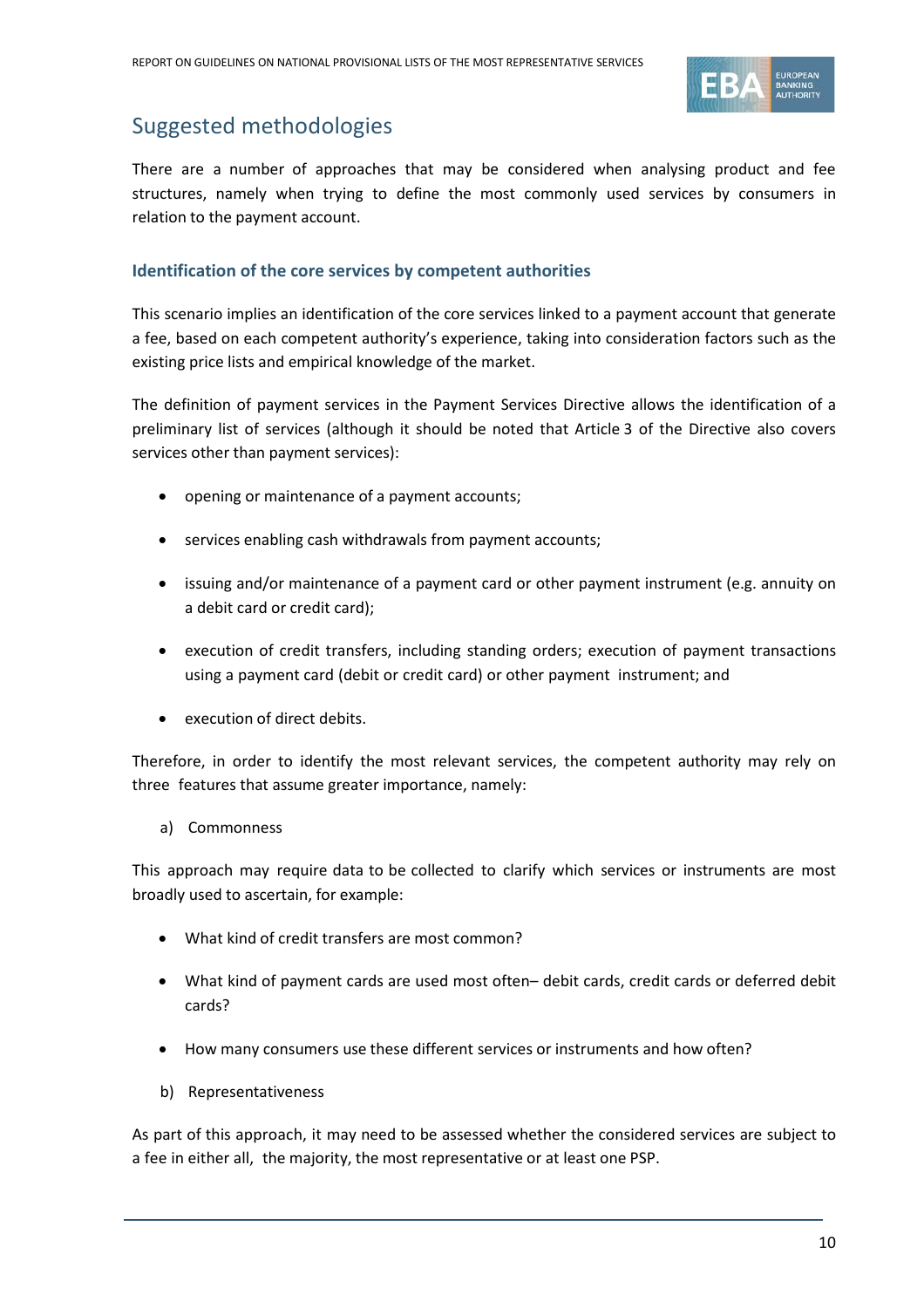## Suggested methodologies

There are a number of approaches that may be considered when analysing product and fee structures, namely when trying to define the most commonly used services by consumers in relation to the payment account.

### Identification of the core services by competent authorities

This scenario implies an identification of the core services linked to a payment account that generate a fee, based on each competent authority's experience, taking into consideration factors such as the existing price lists and empirical knowledge of the market.

The definition of payment services in the Payment Services Directive allows the identification of a preliminary list of services (although it should be noted that Article 3 of the Directive also covers services other than payment services):

- opening or maintenance of a payment accounts;
- services enabling cash withdrawals from payment accounts;
- issuing and/or maintenance of a payment card or other payment instrument (e.g. annuity on a debit card or credit card);
- execution of credit transfers, including standing orders; execution of payment transactions using a payment card (debit or credit card) or other payment instrument; and
- execution of direct debits.

Therefore, in order to identify the most relevant services, the competent authority may rely on three features that assume greater importance, namely:

a) Commonness

This approach may require data to be collected to clarify which services or instruments are most broadly used to ascertain, for example:

- What kind of credit transfers are most common?
- What kind of payment cards are used most often– debit cards, credit cards or deferred debit cards?
- How many consumers use these different services or instruments and how often?

b) Representativeness

As part of this approach, it may need to be assessed whether the considered services are subject to a fee in either all, the majority, the most representative or at least one PSP.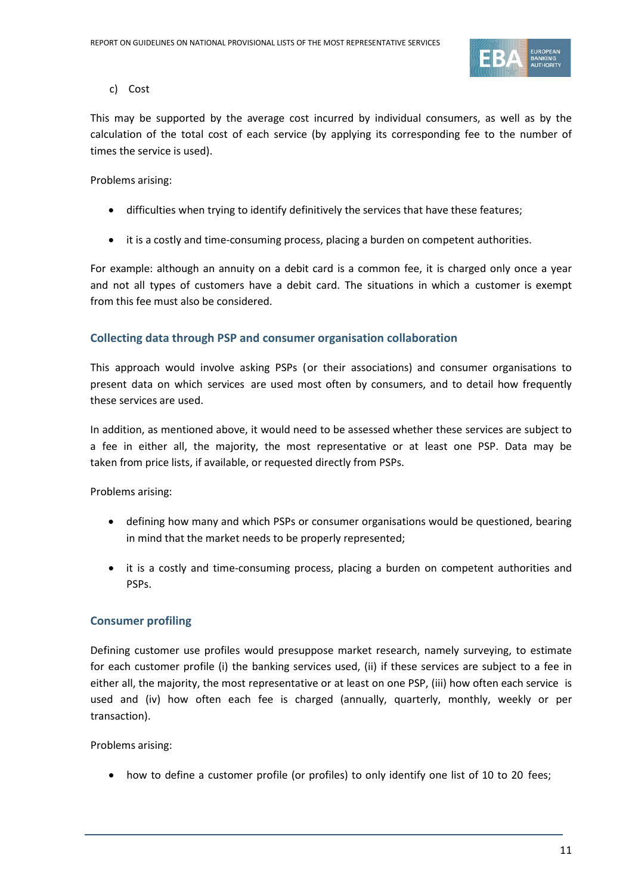c) Cost

This may be supported by the average cost incurred by individual consumers, as well as by the calculation of the total cost of each service (by applying its corresponding fee to the number of times the service is used).

Problems arising:

- difficulties when trying to identify definitively the services that have these features;
- it is a costly and time-consuming process, placing a burden on competent authorities.

For example: although an annuity on a debit card is a common fee, it is charged only once a year and not all types of customers have a debit card. The situations in which a customer is exempt from this fee must also be considered.

### Collecting data through PSP and consumer organisation collaboration

This approach would involve asking PSPs (or their associations) and consumer organisations to present data on which services are used most often by consumers, and to detail how frequently these services are used.

In addition, as mentioned above, it would need to be assessed whether these services are subject to a fee in either all, the majority, the most representative or at least one PSP. Data may be taken from price lists, if available, or requested directly from PSPs.

Problems arising:

- defining how many and which PSPs or consumer organisations would be questioned, bearing in mind that the market needs to be properly represented;
- it is a costly and time-consuming process, placing a burden on competent authorities and PSPs.

### Consumer profiling

Defining customer use profiles would presuppose market research, namely surveying, to estimate for each customer profile (i) the banking services used, (ii) if these services are subject to a fee in either all, the majority, the most representative or at least on one PSP, (iii) how often each service is used and (iv) how often each fee is charged (annually, quarterly, monthly, weekly or per transaction).

Problems arising:

- how to define a customer profile (or profiles) to only identify one list of 10 to 20 fees;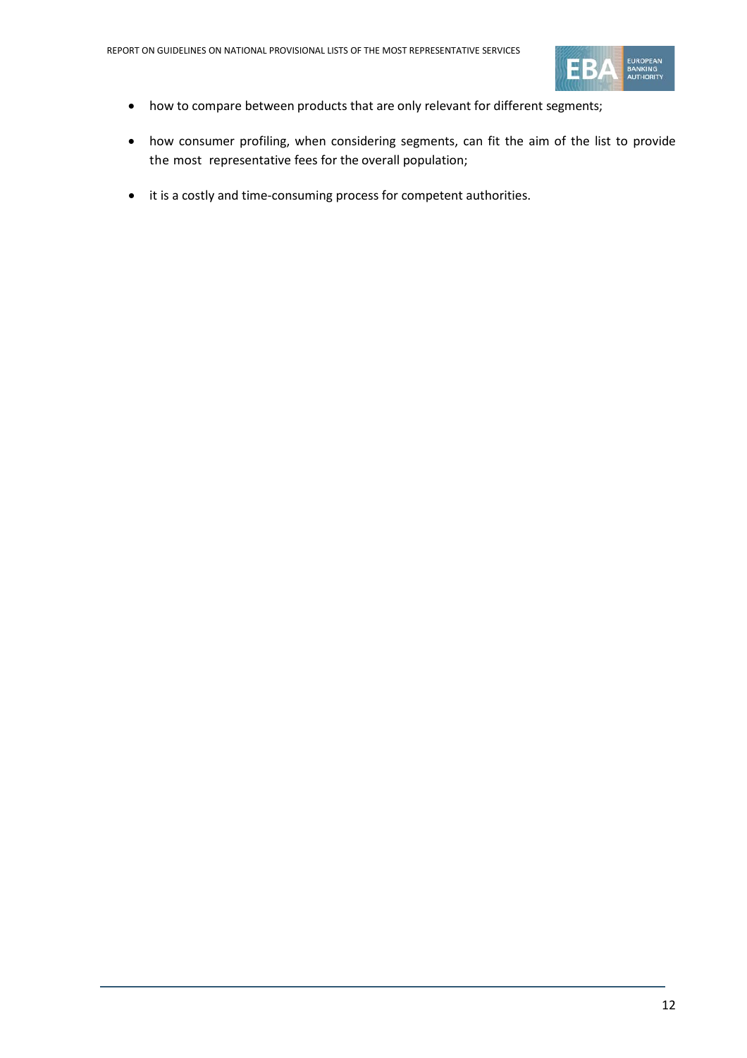- how to compare between products that are only relevant for different segments;
- how consumer profiling, when considering segments, can fit the aim of the list to provide the most representative fees for the overall population;
- it is a costly and time-consuming process for competent authorities.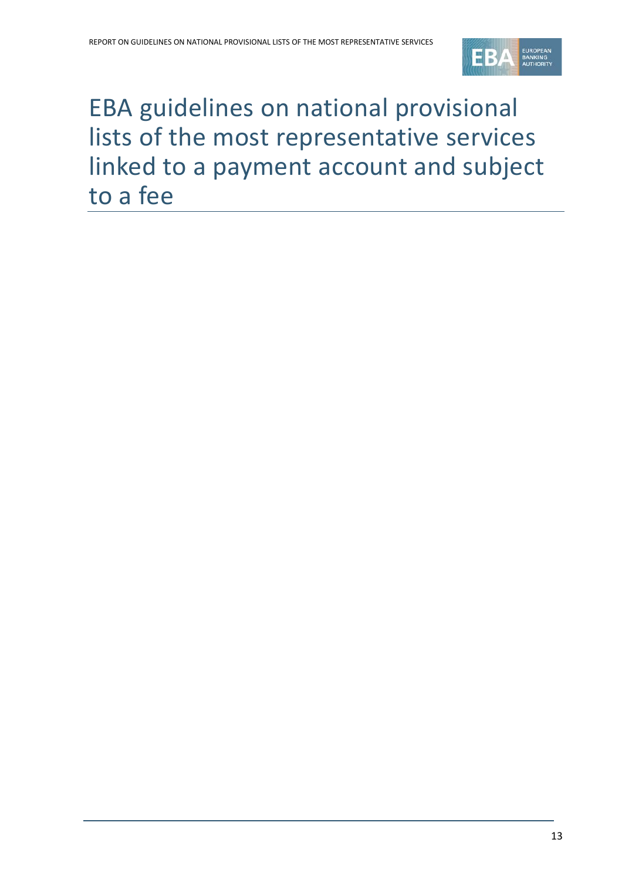# EBA guidelines on national provisional lists of the most representative services linked to a payment account and subject to a fee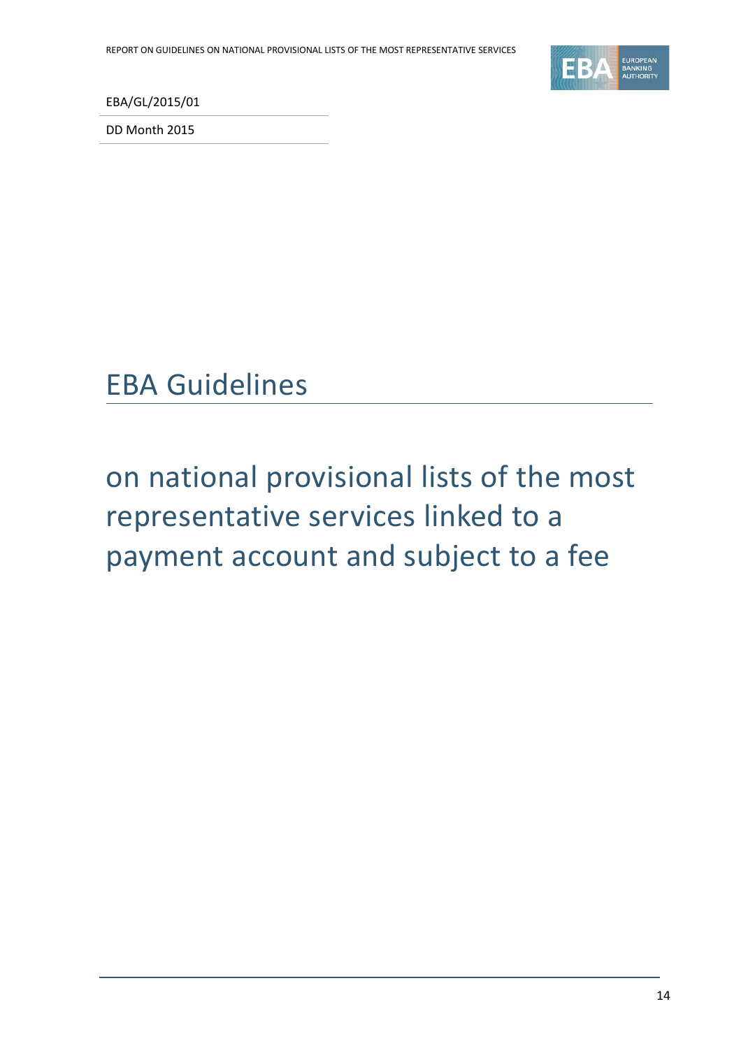EBA/GL/2015/01

DD Month 2015

# EBA Guidelines

## on national provisional lists of the most representative services linked to a payment account and subject to a fee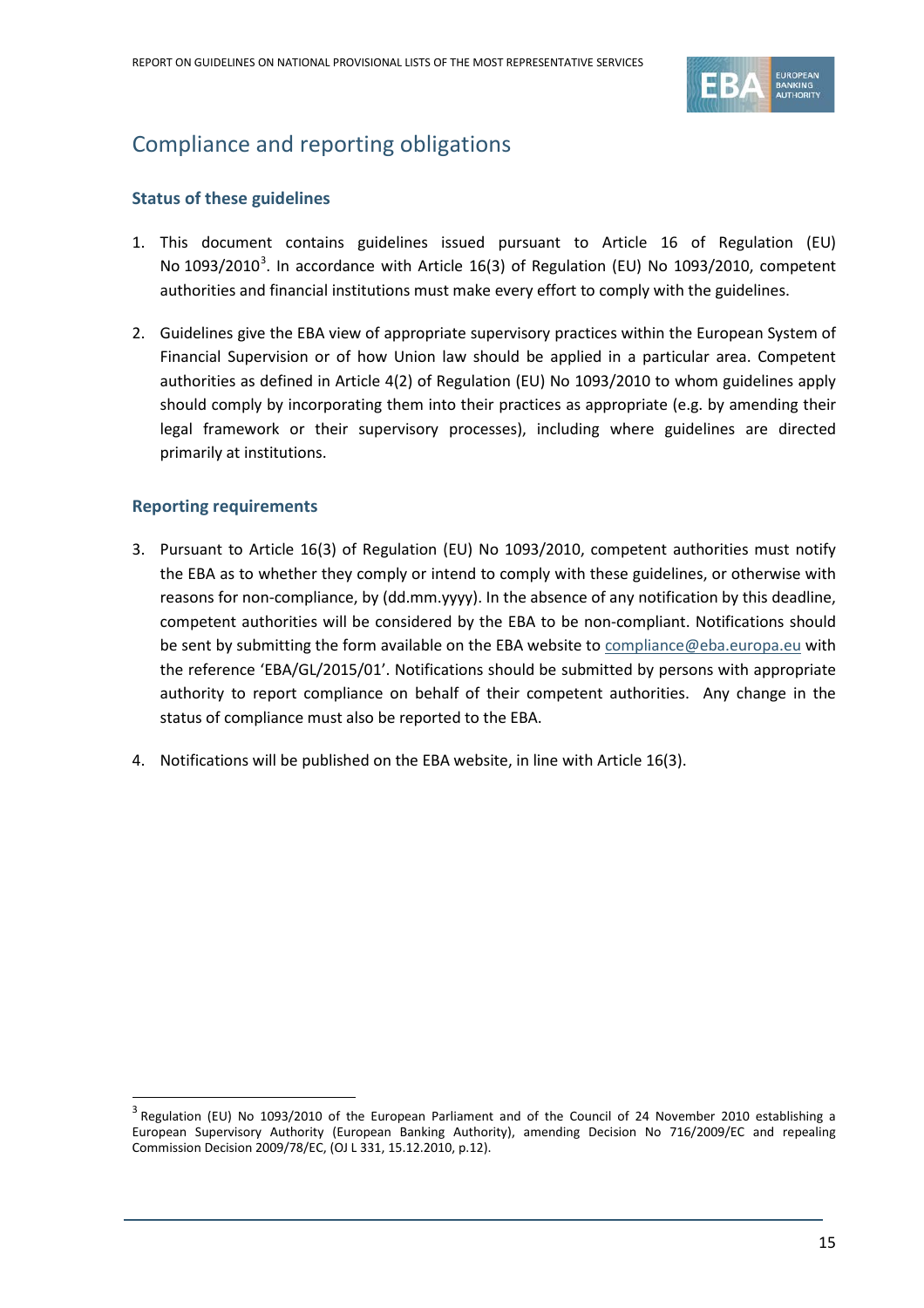# Compliance and reporting obligations

### Status of these guidelines

1. This document contains guidelines issued pursuant to Article 16 of Regulation (EU) No 1093/2010[3]. In accordance with Article 16(3) of Regulation (EU) No 1093/2010, competent authorities and financial institutions must make every effort to comply with the guidelines.

2. Guidelines give the EBA view of appropriate supervisory practices within the European System of Financial Supervision or of how Union law should be applied in a particular area. Competent authorities as defined in Article 4(2) of Regulation (EU) No 1093/2010 to whom guidelines apply should comply by incorporating them into their practices as appropriate (e.g. by amending their legal framework or their supervisory processes), including where guidelines are directed primarily at institutions.

### Reporting requirements

3. Pursuant to Article 16(3) of Regulation (EU) No 1093/2010, competent authorities must notify the EBA as to whether they comply or intend to comply with these guidelines, or otherwise with reasons for non-compliance, by (dd.mm.yyyy). In the absence of any notification by this deadline, competent authorities will be considered by the EBA to be non-compliant. Notifications should be sent by submitting the form available on the EBA website to compliance@eba.europa.eu with the reference 'EBA/GL/2015/01'. Notifications should be submitted by persons with appropriate authority to report compliance on behalf of their competent authorities. Any change in the status of compliance must also be reported to the EBA.

4. Notifications will be published on the EBA website, in line with Article 16(3).

---

[3] Regulation (EU) No 1093/2010 of the European Parliament and of the Council of 24 November 2010 establishing a European Supervisory Authority (European Banking Authority), amending Decision No 716/2009/EC and repealing Commission Decision 2009/78/EC, (OJ L 331, 15.12.2010, p.12).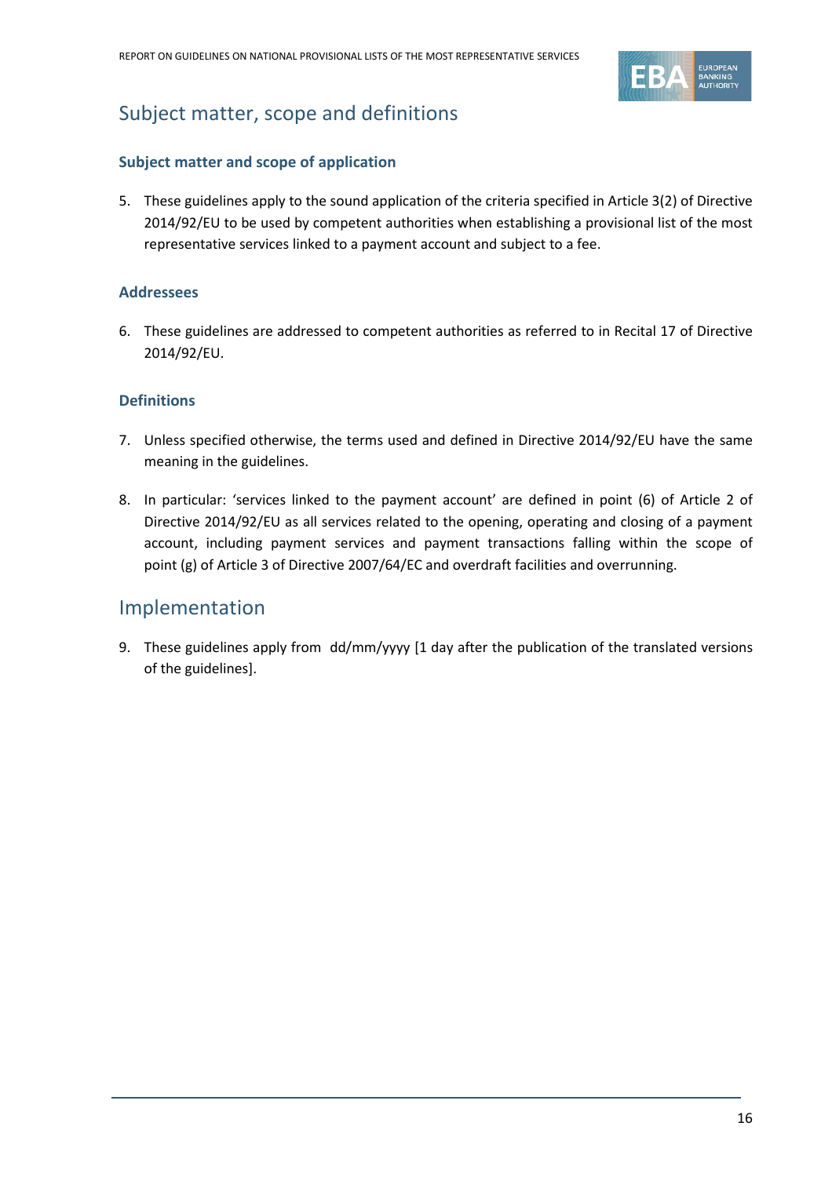## Subject matter, scope and definitions

### Subject matter and scope of application

5. These guidelines apply to the sound application of the criteria specified in Article 3(2) of Directive 2014/92/EU to be used by competent authorities when establishing a provisional list of the most representative services linked to a payment account and subject to a fee.

### Addressees

6. These guidelines are addressed to competent authorities as referred to in Recital 17 of Directive 2014/92/EU.

### Definitions

7. Unless specified otherwise, the terms used and defined in Directive 2014/92/EU have the same meaning in the guidelines.

8. In particular: 'services linked to the payment account' are defined in point (6) of Article 2 of Directive 2014/92/EU as all services related to the opening, operating and closing of a payment account, including payment services and payment transactions falling within the scope of point (g) of Article 3 of Directive 2007/64/EC and overdraft facilities and overrunning.

## Implementation

9. These guidelines apply from dd/mm/yyyy [1 day after the publication of the translated versions of the guidelines].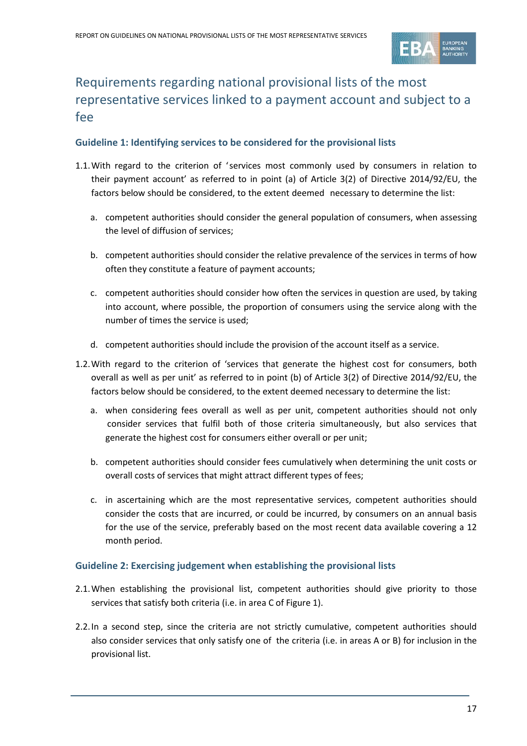## Requirements regarding national provisional lists of the most representative services linked to a payment account and subject to a fee

### Guideline 1: Identifying services to be considered for the provisional lists

1.1. With regard to the criterion of 'services most commonly used by consumers in relation to their payment account' as referred to in point (a) of Article 3(2) of Directive 2014/92/EU, the factors below should be considered, to the extent deemed necessary to determine the list:

   a. competent authorities should consider the general population of consumers, when assessing the level of diffusion of services;

   b. competent authorities should consider the relative prevalence of the services in terms of how often they constitute a feature of payment accounts;

   c. competent authorities should consider how often the services in question are used, by taking into account, where possible, the proportion of consumers using the service along with the number of times the service is used;

   d. competent authorities should include the provision of the account itself as a service.

1.2. With regard to the criterion of 'services that generate the highest cost for consumers, both overall as well as per unit' as referred to in point (b) of Article 3(2) of Directive 2014/92/EU, the factors below should be considered, to the extent deemed necessary to determine the list:

   a. when considering fees overall as well as per unit, competent authorities should not only consider services that fulfil both of those criteria simultaneously, but also services that generate the highest cost for consumers either overall or per unit;

   b. competent authorities should consider fees cumulatively when determining the unit costs or overall costs of services that might attract different types of fees;

   c. in ascertaining which are the most representative services, competent authorities should consider the costs that are incurred, or could be incurred, by consumers on an annual basis for the use of the service, preferably based on the most recent data available covering a 12 month period.

### Guideline 2: Exercising judgement when establishing the provisional lists

2.1. When establishing the provisional list, competent authorities should give priority to those services that satisfy both criteria (i.e. in area C of Figure 1).

2.2. In a second step, since the criteria are not strictly cumulative, competent authorities should also consider services that only satisfy one of the criteria (i.e. in areas A or B) for inclusion in the provisional list.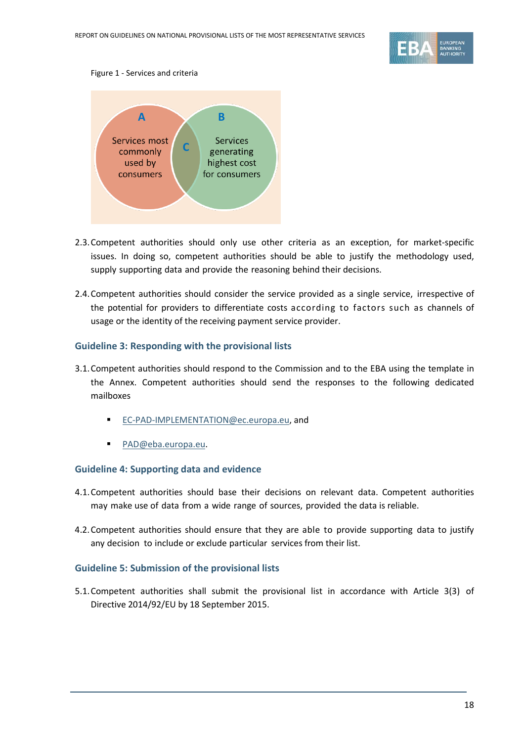Figure 1 - Services and criteria

A

Services most commonly used by consumers

C

B

Services generating highest cost for consumers

2.3. Competent authorities should only use other criteria as an exception, for market-specific issues. In doing so, competent authorities should be able to justify the methodology used, supply supporting data and provide the reasoning behind their decisions.

2.4. Competent authorities should consider the service provided as a single service, irrespective of the potential for providers to differentiate costs according to factors such as channels of usage or the identity of the receiving payment service provider.

### Guideline 3: Responding with the provisional lists

3.1. Competent authorities should respond to the Commission and to the EBA using the template in the Annex. Competent authorities should send the responses to the following dedicated mailboxes

- EC-PAD-IMPLEMENTATION@ec.europa.eu, and
- PAD@eba.europa.eu.

### Guideline 4: Supporting data and evidence

4.1. Competent authorities should base their decisions on relevant data. Competent authorities may make use of data from a wide range of sources, provided the data is reliable.

4.2. Competent authorities should ensure that they are able to provide supporting data to justify any decision to include or exclude particular services from their list.

### Guideline 5: Submission of the provisional lists

5.1. Competent authorities shall submit the provisional list in accordance with Article 3(3) of Directive 2014/92/EU by 18 September 2015.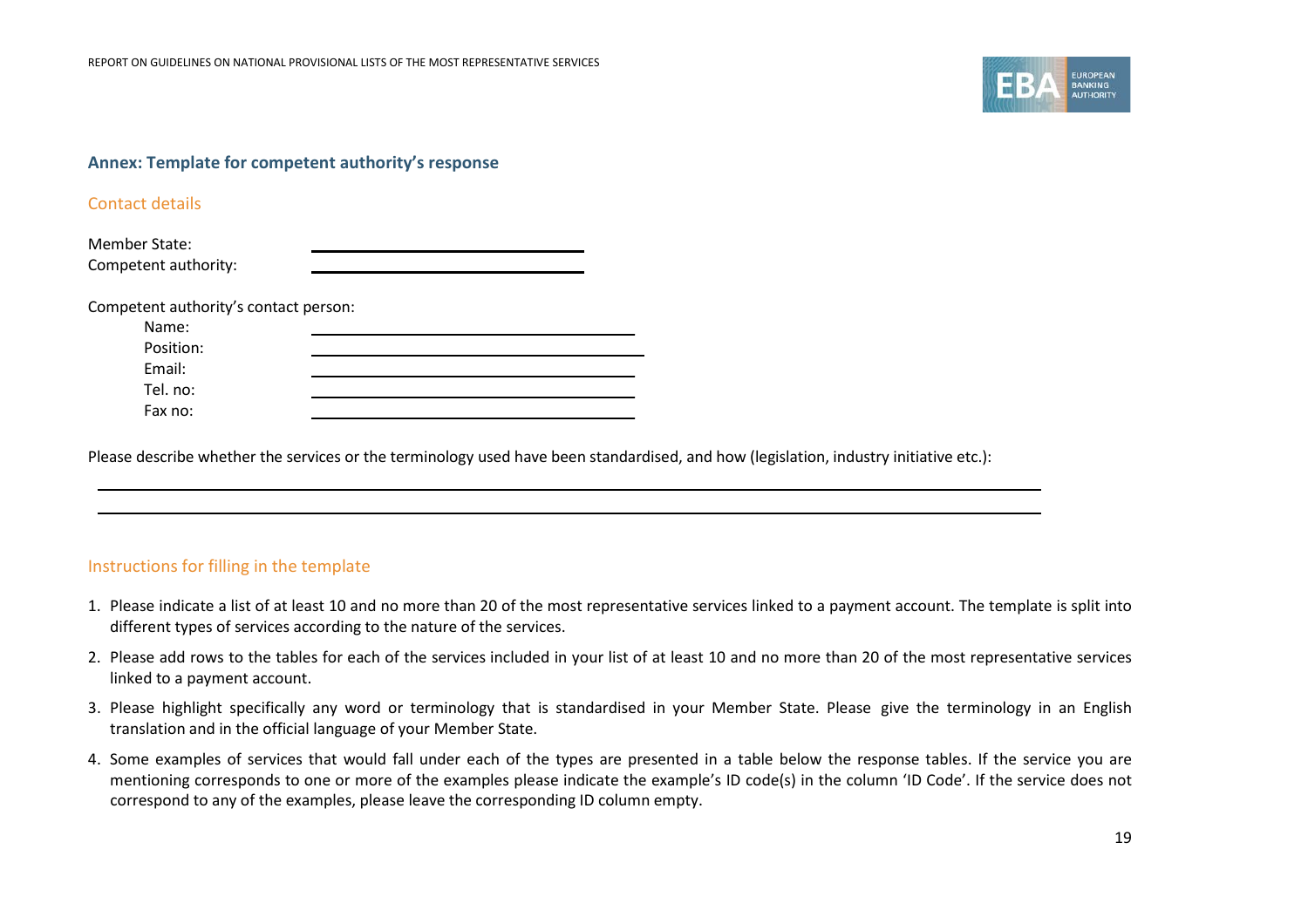## Annex: Template for competent authority's response

### Contact details

Member State: \_\_\_\_\_\_\_\_\_\_\_\_\_\_\_\_\_\_\_\_\_\_\_\_\_\_\_\_

Competent authority: \_\_\_\_\_\_\_\_\_\_\_\_\_\_\_\_\_\_\_\_\_\_\_\_\_\_\_\_

Competent authority's contact person:

- Name: \_\_\_\_\_\_\_\_\_\_\_\_\_\_\_\_\_\_\_\_\_\_\_\_\_\_\_\_
- Position: \_\_\_\_\_\_\_\_\_\_\_\_\_\_\_\_\_\_\_\_\_\_\_\_\_\_\_\_
- Email: \_\_\_\_\_\_\_\_\_\_\_\_\_\_\_\_\_\_\_\_\_\_\_\_\_\_\_\_
- Tel. no: \_\_\_\_\_\_\_\_\_\_\_\_\_\_\_\_\_\_\_\_\_\_\_\_\_\_\_\_
- Fax no: \_\_\_\_\_\_\_\_\_\_\_\_\_\_\_\_\_\_\_\_\_\_\_\_\_\_\_\_

Please describe whether the services or the terminology used have been standardised, and how (legislation, industry initiative etc.):

\_\_\_\_\_\_\_\_\_\_\_\_\_\_\_\_\_\_\_\_\_\_\_\_\_\_\_\_\_\_\_\_\_\_\_\_\_\_\_\_\_\_\_\_\_\_\_\_\_\_\_\_\_\_\_\_\_\_\_\_\_\_\_\_\_\_\_\_\_\_\_\_\_\_\_\_\_\_

\_\_\_\_\_\_\_\_\_\_\_\_\_\_\_\_\_\_\_\_\_\_\_\_\_\_\_\_\_\_\_\_\_\_\_\_\_\_\_\_\_\_\_\_\_\_\_\_\_\_\_\_\_\_\_\_\_\_\_\_\_\_\_\_\_\_\_\_\_\_\_\_\_\_\_\_\_\_

### Instructions for filling in the template

1. Please indicate a list of at least 10 and no more than 20 of the most representative services linked to a payment account. The template is split into different types of services according to the nature of the services.
2. Please add rows to the tables for each of the services included in your list of at least 10 and no more than 20 of the most representative services linked to a payment account.
3. Please highlight specifically any word or terminology that is standardised in your Member State. Please give the terminology in an English translation and in the official language of your Member State.
4. Some examples of services that would fall under each of the types are presented in a table below the response tables. If the service you are mentioning corresponds to one or more of the examples please indicate the example's ID code(s) in the column 'ID Code'. If the service does not correspond to any of the examples, please leave the corresponding ID column empty.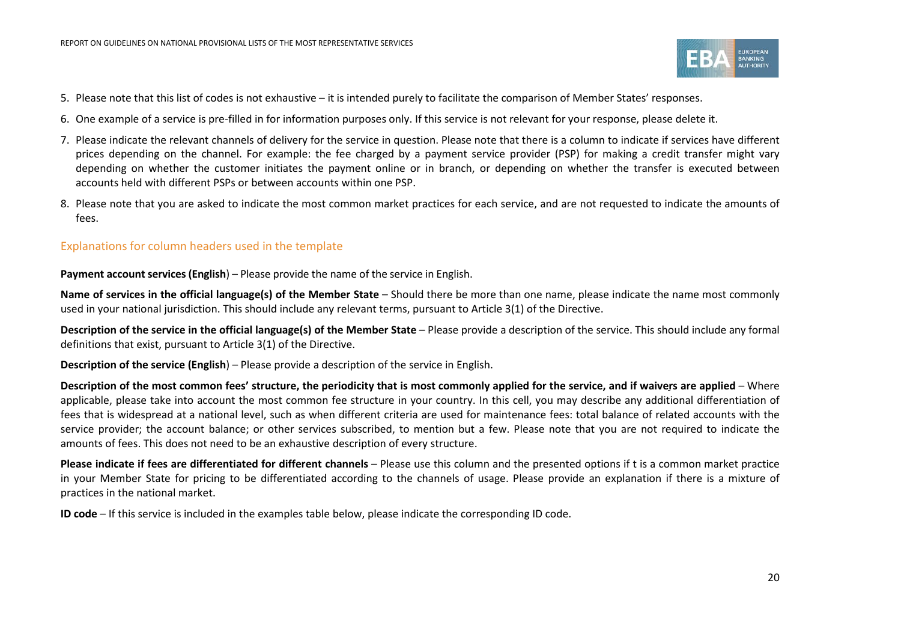5. Please note that this list of codes is not exhaustive – it is intended purely to facilitate the comparison of Member States' responses.
6. One example of a service is pre-filled in for information purposes only. If this service is not relevant for your response, please delete it.
7. Please indicate the relevant channels of delivery for the service in question. Please note that there is a column to indicate if services have different prices depending on the channel. For example: the fee charged by a payment service provider (PSP) for making a credit transfer might vary depending on whether the customer initiates the payment online or in branch, or depending on whether the transfer is executed between accounts held with different PSPs or between accounts within one PSP.
8. Please note that you are asked to indicate the most common market practices for each service, and are not requested to indicate the amounts of fees.

## Explanations for column headers used in the template

**Payment account services (English**) – Please provide the name of the service in English.

**Name of services in the official language(s) of the Member State** – Should there be more than one name, please indicate the name most commonly used in your national jurisdiction. This should include any relevant terms, pursuant to Article 3(1) of the Directive.

**Description of the service in the official language(s) of the Member State** – Please provide a description of the service. This should include any formal definitions that exist, pursuant to Article 3(1) of the Directive.

**Description of the service (English**) – Please provide a description of the service in English.

**Description of the most common fees' structure, the periodicity that is most commonly applied for the service, and if waivers are applied** – Where applicable, please take into account the most common fee structure in your country. In this cell, you may describe any additional differentiation of fees that is widespread at a national level, such as when different criteria are used for maintenance fees: total balance of related accounts with the service provider; the account balance; or other services subscribed, to mention but a few. Please note that you are not required to indicate the amounts of fees. This does not need to be an exhaustive description of every structure.

**Please indicate if fees are differentiated for different channels** – Please use this column and the presented options if t is a common market practice in your Member State for pricing to be differentiated according to the channels of usage. Please provide an explanation if there is a mixture of practices in the national market.

**ID code** – If this service is included in the examples table below, please indicate the corresponding ID code.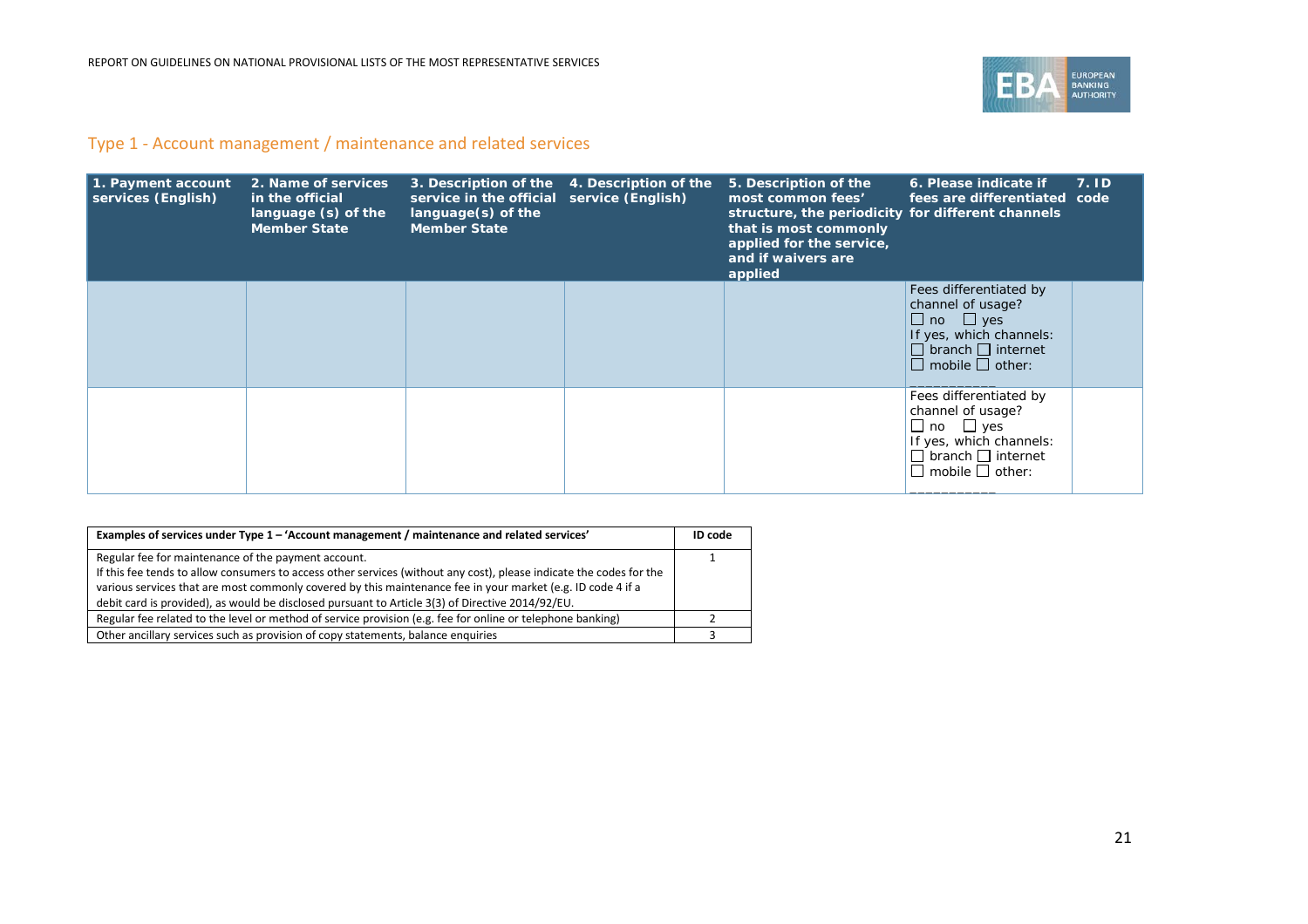## Type 1 - Account management / maintenance and related services

| 1. Payment account services (English) | 2. Name of services in the official language (s) of the Member State | 3. Description of the service in the official language(s) of the Member State | 4. Description of the service (English) | 5. Description of the most common fees' structure, the periodicity that is most commonly applied for the service, and if waivers are applied | 6. Please indicate if fees are differentiated for different channels | 7. ID code |
|---|---|---|---|---|---|---|
| | | | | | Fees differentiated by channel of usage?<br>☐ no ☐ yes<br>If yes, which channels:<br>☐ branch ☐ internet<br>☐ mobile ☐ other: ___________ | |
| | | | | | Fees differentiated by channel of usage?<br>☐ no ☐ yes<br>If yes, which channels:<br>☐ branch ☐ internet<br>☐ mobile ☐ other: ___________ | |

| Examples of services under Type 1 – 'Account management / maintenance and related services' | ID code |
|---|---|
| Regular fee for maintenance of the payment account.<br>If this fee tends to allow consumers to access other services (without any cost), please indicate the codes for the various services that are most commonly covered by this maintenance fee in your market (e.g. ID code 4 if a debit card is provided), as would be disclosed pursuant to Article 3(3) of Directive 2014/92/EU. | 1 |
| Regular fee related to the level or method of service provision (e.g. fee for online or telephone banking) | 2 |
| Other ancillary services such as provision of copy statements, balance enquiries | 3 |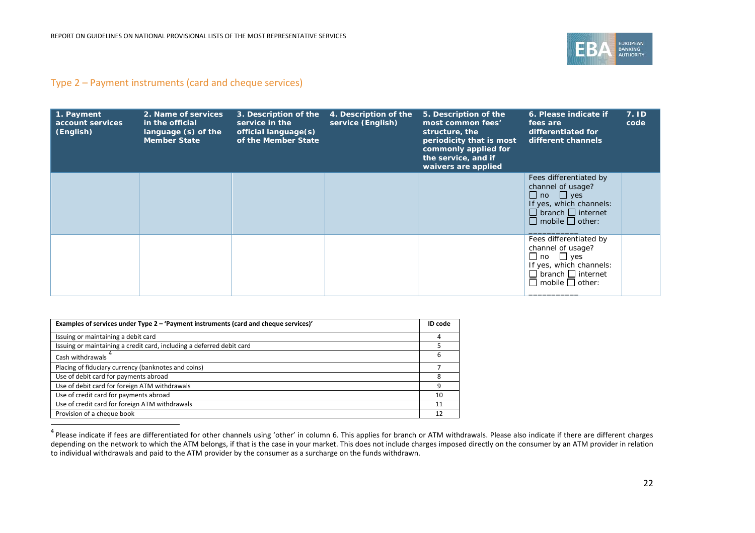## Type 2 – Payment instruments (card and cheque services)

| 1. Payment account services (English) | 2. Name of services in the official language (s) of the Member State | 3. Description of the service in the official language(s) of the Member State | 4. Description of the service (English) | 5. Description of the most common fees' structure, the periodicity that is most commonly applied for the service, and if waivers are applied | 6. Please indicate if fees are differentiated for different channels | 7. ID code |
|---|---|---|---|---|---|---|
| | | | | | Fees differentiated by channel of usage? ☐ no ☐ yes If yes, which channels: ☐ branch ☐ internet ☐ mobile ☐ other: ___________ | |
| | | | | | Fees differentiated by channel of usage? ☐ no ☐ yes If yes, which channels: ☐ branch ☐ internet ☐ mobile ☐ other: ___________ | |

| Examples of services under Type 2 – 'Payment instruments (card and cheque services)' | ID code |
|---|---|
| Issuing or maintaining a debit card | 4 |
| Issuing or maintaining a credit card, including a deferred debit card | 5 |
| Cash withdrawals [4] | 6 |
| Placing of fiduciary currency (banknotes and coins) | 7 |
| Use of debit card for payments abroad | 8 |
| Use of debit card for foreign ATM withdrawals | 9 |
| Use of credit card for payments abroad | 10 |
| Use of credit card for foreign ATM withdrawals | 11 |
| Provision of a cheque book | 12 |

[4] Please indicate if fees are differentiated for other channels using 'other' in column 6. This applies for branch or ATM withdrawals. Please also indicate if there are different charges depending on the network to which the ATM belongs, if that is the case in your market. This does not include charges imposed directly on the consumer by an ATM provider in relation to individual withdrawals and paid to the ATM provider by the consumer as a surcharge on the funds withdrawn.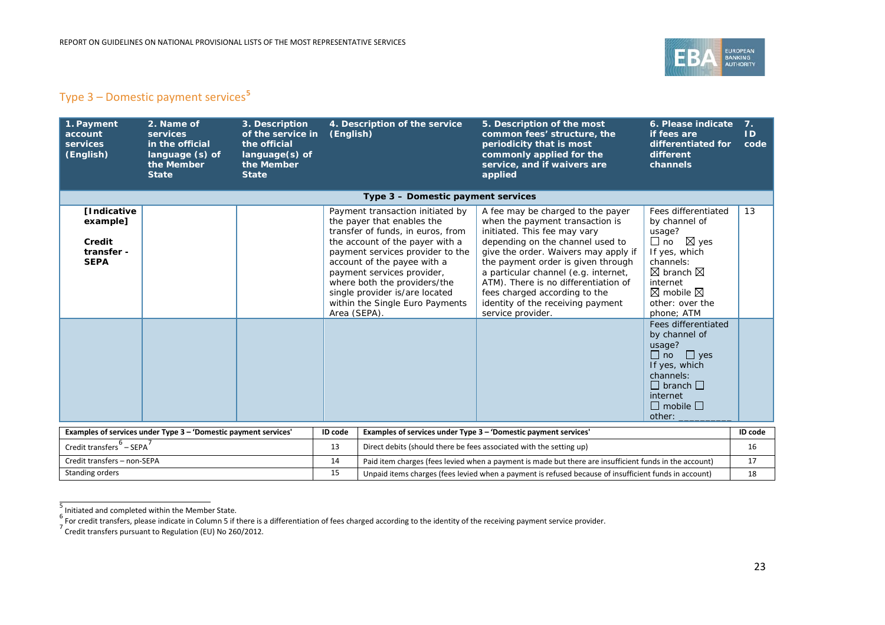## Type 3 – Domestic payment services[5]

| 1. Payment account services (English) | 2. Name of services in the official language (s) of the Member State | 3. Description of the service in the official language(s) of the Member State | 4. Description of the service (English) | 5. Description of the most common fees' structure, the periodicity that is most commonly applied for the service, and if waivers are applied | 6. Please indicate if fees are differentiated for different channels | 7. ID code |
|---|---|---|---|---|---|---|
| **Type 3 – Domestic payment services** | | | | | | |
| **[Indicative example]** **Credit transfer - SEPA** | | | Payment transaction initiated by the payer that enables the transfer of funds, in euros, from the account of the payer with a payment services provider to the account of the payee with a payment services provider, where both the providers/the single provider is/are located within the Single Euro Payments Area (SEPA). | A fee may be charged to the payer when the payment transaction is initiated. This fee may vary depending on the channel used to give the order. Waivers may apply if the payment order is given through a particular channel (e.g. internet, ATM). There is no differentiation of fees charged according to the identity of the receiving payment service provider. | Fees differentiated by channel of usage? ☐ no ☒ yes If yes, which channels: ☒ branch ☒ internet ☒ mobile ☒ other: over the phone; ATM | 13 |
| | | | | | Fees differentiated by channel of usage? ☐ no ☐ yes If yes, which channels: ☐ branch ☐ internet ☐ mobile ☐ other: __________ | |

| Examples of services under Type 3 – 'Domestic payment services' | ID code | Examples of services under Type 3 – 'Domestic payment services' | ID code |
|---|---|---|---|
| Credit transfers[6] – SEPA[7] | 13 | Direct debits (should there be fees associated with the setting up) | 16 |
| Credit transfers – non-SEPA | 14 | Paid item charges (fees levied when a payment is made but there are insufficient funds in the account) | 17 |
| Standing orders | 15 | Unpaid items charges (fees levied when a payment is refused because of insufficient funds in account) | 18 |

---

[5] Initiated and completed within the Member State.

[6] For credit transfers, please indicate in Column 5 if there is a differentiation of fees charged according to the identity of the receiving payment service provider.

[7] Credit transfers pursuant to Regulation (EU) No 260/2012.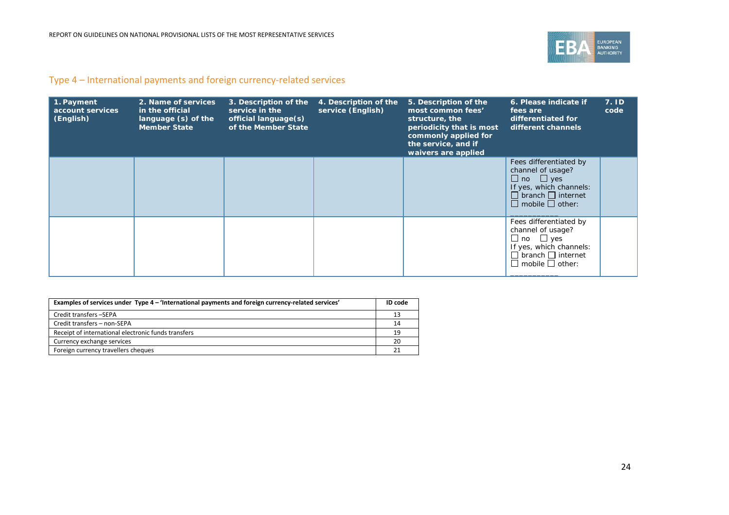## Type 4 – International payments and foreign currency-related services

| 1. Payment account services (English) | 2. Name of services in the official language (s) of the Member State | 3. Description of the service in the official language(s) of the Member State | 4. Description of the service (English) | 5. Description of the most common fees' structure, the periodicity that is most commonly applied for the service, and if waivers are applied | 6. Please indicate if fees are differentiated for different channels | 7. ID code |
|---|---|---|---|---|---|---|
| | | | | | Fees differentiated by channel of usage? ☐ no ☐ yes If yes, which channels: ☐ branch ☐ internet ☐ mobile ☐ other: ___________ | |
| | | | | | Fees differentiated by channel of usage? ☐ no ☐ yes If yes, which channels: ☐ branch ☐ internet ☐ mobile ☐ other: ___________ | |

| Examples of services under Type 4 – 'International payments and foreign currency-related services' | ID code |
|---|---|
| Credit transfers –SEPA | 13 |
| Credit transfers – non-SEPA | 14 |
| Receipt of international electronic funds transfers | 19 |
| Currency exchange services | 20 |
| Foreign currency travellers cheques | 21 |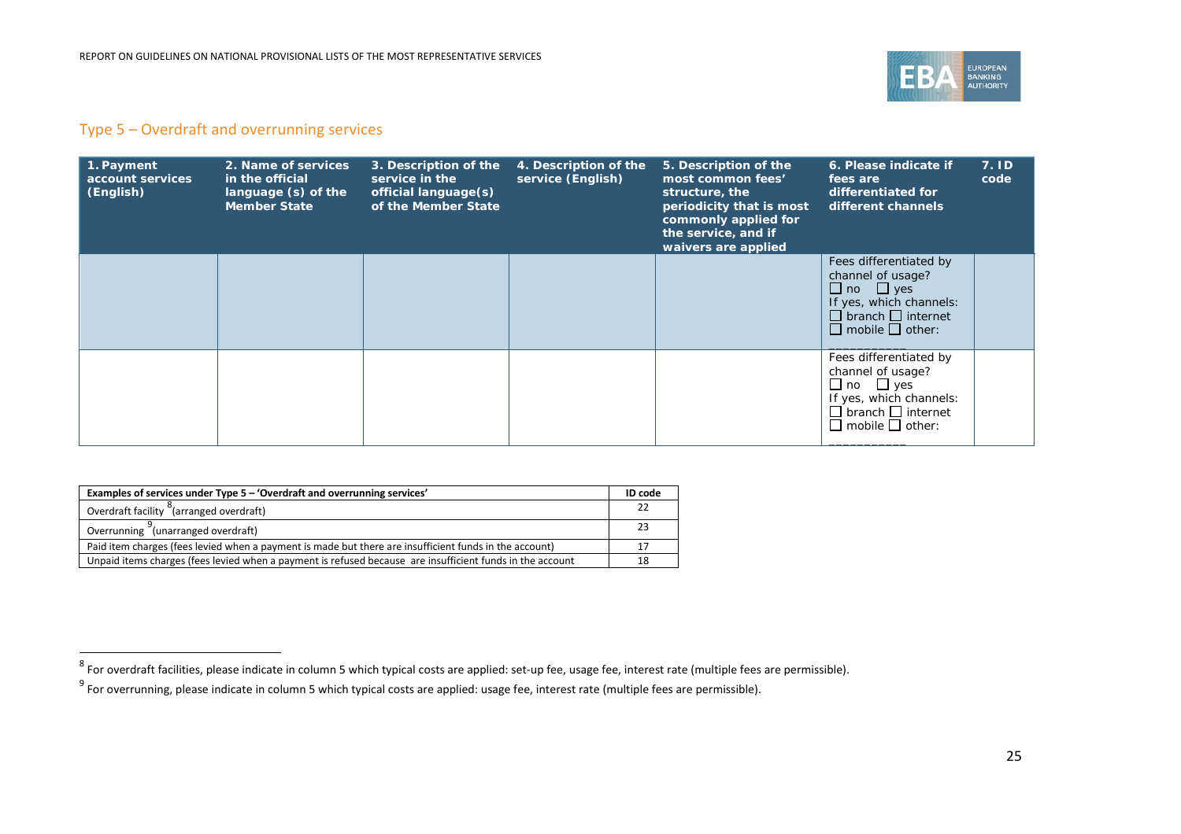## Type 5 – Overdraft and overrunning services

| 1. Payment account services (English) | 2. Name of services in the official language (s) of the Member State | 3. Description of the service in the official language(s) of the Member State | 4. Description of the service (English) | 5. Description of the most common fees' structure, the periodicity that is most commonly applied for the service, and if waivers are applied | 6. Please indicate if fees are differentiated for different channels | 7. ID code |
|---|---|---|---|---|---|---|
| | | | | | Fees differentiated by channel of usage? ☐ no ☐ yes If yes, which channels: ☐ branch ☐ internet ☐ mobile ☐ other: ___________ | |
| | | | | | Fees differentiated by channel of usage? ☐ no ☐ yes If yes, which channels: ☐ branch ☐ internet ☐ mobile ☐ other: ___________ | |

| Examples of services under Type 5 – 'Overdraft and overrunning services' | ID code |
|---|---|
| Overdraft facility [8](arranged overdraft) | 22 |
| Overrunning [9](unarranged overdraft) | 23 |
| Paid item charges (fees levied when a payment is made but there are insufficient funds in the account) | 17 |
| Unpaid items charges (fees levied when a payment is refused because are insufficient funds in the account | 18 |

---

[8] For overdraft facilities, please indicate in column 5 which typical costs are applied: set-up fee, usage fee, interest rate (multiple fees are permissible).

[9] For overrunning, please indicate in column 5 which typical costs are applied: usage fee, interest rate (multiple fees are permissible).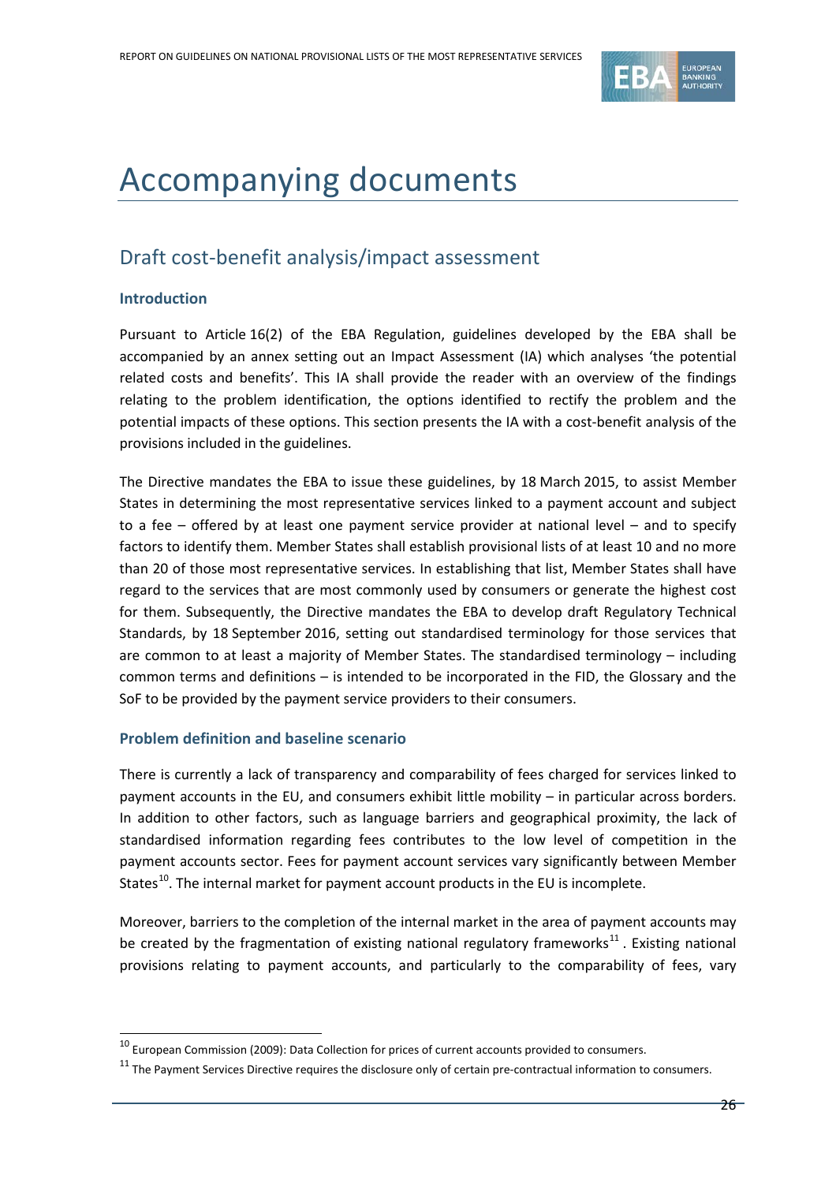# Accompanying documents

## Draft cost-benefit analysis/impact assessment

### Introduction

Pursuant to Article 16(2) of the EBA Regulation, guidelines developed by the EBA shall be accompanied by an annex setting out an Impact Assessment (IA) which analyses 'the potential related costs and benefits'. This IA shall provide the reader with an overview of the findings relating to the problem identification, the options identified to rectify the problem and the potential impacts of these options. This section presents the IA with a cost-benefit analysis of the provisions included in the guidelines.

The Directive mandates the EBA to issue these guidelines, by 18 March 2015, to assist Member States in determining the most representative services linked to a payment account and subject to a fee – offered by at least one payment service provider at national level – and to specify factors to identify them. Member States shall establish provisional lists of at least 10 and no more than 20 of those most representative services. In establishing that list, Member States shall have regard to the services that are most commonly used by consumers or generate the highest cost for them. Subsequently, the Directive mandates the EBA to develop draft Regulatory Technical Standards, by 18 September 2016, setting out standardised terminology for those services that are common to at least a majority of Member States. The standardised terminology – including common terms and definitions – is intended to be incorporated in the FID, the Glossary and the SoF to be provided by the payment service providers to their consumers.

### Problem definition and baseline scenario

There is currently a lack of transparency and comparability of fees charged for services linked to payment accounts in the EU, and consumers exhibit little mobility – in particular across borders. In addition to other factors, such as language barriers and geographical proximity, the lack of standardised information regarding fees contributes to the low level of competition in the payment accounts sector. Fees for payment account services vary significantly between Member States[10]. The internal market for payment account products in the EU is incomplete.

Moreover, barriers to the completion of the internal market in the area of payment accounts may be created by the fragmentation of existing national regulatory frameworks[11]. Existing national provisions relating to payment accounts, and particularly to the comparability of fees, vary

[10] European Commission (2009): Data Collection for prices of current accounts provided to consumers.

[11] The Payment Services Directive requires the disclosure only of certain pre-contractual information to consumers.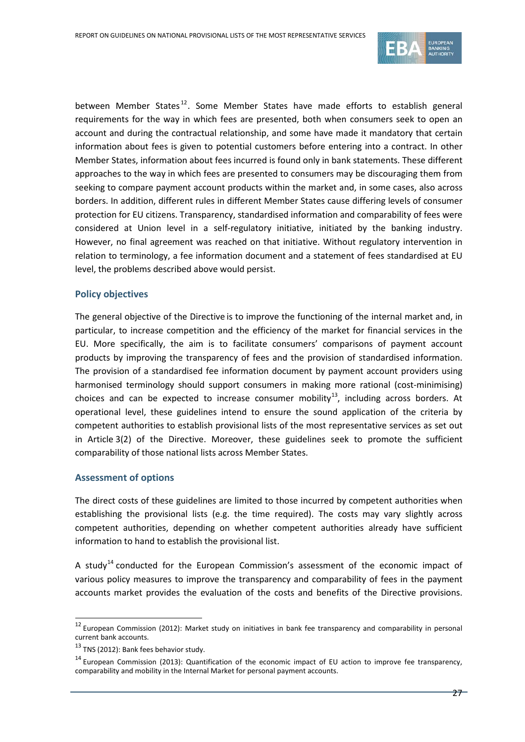between Member States[12]. Some Member States have made efforts to establish general requirements for the way in which fees are presented, both when consumers seek to open an account and during the contractual relationship, and some have made it mandatory that certain information about fees is given to potential customers before entering into a contract. In other Member States, information about fees incurred is found only in bank statements. These different approaches to the way in which fees are presented to consumers may be discouraging them from seeking to compare payment account products within the market and, in some cases, also across borders. In addition, different rules in different Member States cause differing levels of consumer protection for EU citizens. Transparency, standardised information and comparability of fees were considered at Union level in a self-regulatory initiative, initiated by the banking industry. However, no final agreement was reached on that initiative. Without regulatory intervention in relation to terminology, a fee information document and a statement of fees standardised at EU level, the problems described above would persist.

### Policy objectives

The general objective of the Directive is to improve the functioning of the internal market and, in particular, to increase competition and the efficiency of the market for financial services in the EU. More specifically, the aim is to facilitate consumers' comparisons of payment account products by improving the transparency of fees and the provision of standardised information. The provision of a standardised fee information document by payment account providers using harmonised terminology should support consumers in making more rational (cost-minimising) choices and can be expected to increase consumer mobility[13], including across borders. At operational level, these guidelines intend to ensure the sound application of the criteria by competent authorities to establish provisional lists of the most representative services as set out in Article 3(2) of the Directive. Moreover, these guidelines seek to promote the sufficient comparability of those national lists across Member States.

### Assessment of options

The direct costs of these guidelines are limited to those incurred by competent authorities when establishing the provisional lists (e.g. the time required). The costs may vary slightly across competent authorities, depending on whether competent authorities already have sufficient information to hand to establish the provisional list.

A study[14] conducted for the European Commission's assessment of the economic impact of various policy measures to improve the transparency and comparability of fees in the payment accounts market provides the evaluation of the costs and benefits of the Directive provisions.

---

[12] European Commission (2012): Market study on initiatives in bank fee transparency and comparability in personal current bank accounts.

[13] TNS (2012): Bank fees behavior study.

[14] European Commission (2013): Quantification of the economic impact of EU action to improve fee transparency, comparability and mobility in the Internal Market for personal payment accounts.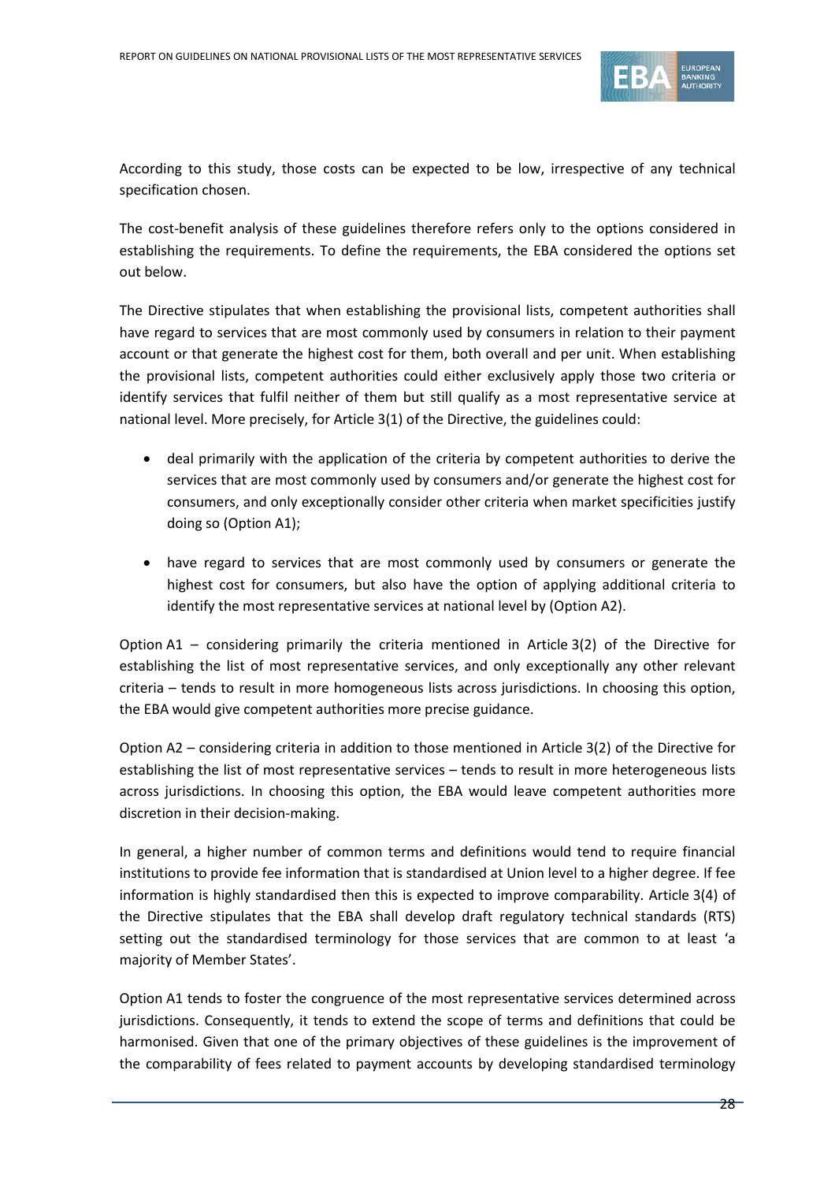According to this study, those costs can be expected to be low, irrespective of any technical specification chosen.

The cost-benefit analysis of these guidelines therefore refers only to the options considered in establishing the requirements. To define the requirements, the EBA considered the options set out below.

The Directive stipulates that when establishing the provisional lists, competent authorities shall have regard to services that are most commonly used by consumers in relation to their payment account or that generate the highest cost for them, both overall and per unit. When establishing the provisional lists, competent authorities could either exclusively apply those two criteria or identify services that fulfil neither of them but still qualify as a most representative service at national level. More precisely, for Article 3(1) of the Directive, the guidelines could:

- deal primarily with the application of the criteria by competent authorities to derive the services that are most commonly used by consumers and/or generate the highest cost for consumers, and only exceptionally consider other criteria when market specificities justify doing so (Option A1);
- have regard to services that are most commonly used by consumers or generate the highest cost for consumers, but also have the option of applying additional criteria to identify the most representative services at national level by (Option A2).

Option A1 – considering primarily the criteria mentioned in Article 3(2) of the Directive for establishing the list of most representative services, and only exceptionally any other relevant criteria – tends to result in more homogeneous lists across jurisdictions. In choosing this option, the EBA would give competent authorities more precise guidance.

Option A2 – considering criteria in addition to those mentioned in Article 3(2) of the Directive for establishing the list of most representative services – tends to result in more heterogeneous lists across jurisdictions. In choosing this option, the EBA would leave competent authorities more discretion in their decision-making.

In general, a higher number of common terms and definitions would tend to require financial institutions to provide fee information that is standardised at Union level to a higher degree. If fee information is highly standardised then this is expected to improve comparability. Article 3(4) of the Directive stipulates that the EBA shall develop draft regulatory technical standards (RTS) setting out the standardised terminology for those services that are common to at least 'a majority of Member States'.

Option A1 tends to foster the congruence of the most representative services determined across jurisdictions. Consequently, it tends to extend the scope of terms and definitions that could be harmonised. Given that one of the primary objectives of these guidelines is the improvement of the comparability of fees related to payment accounts by developing standardised terminology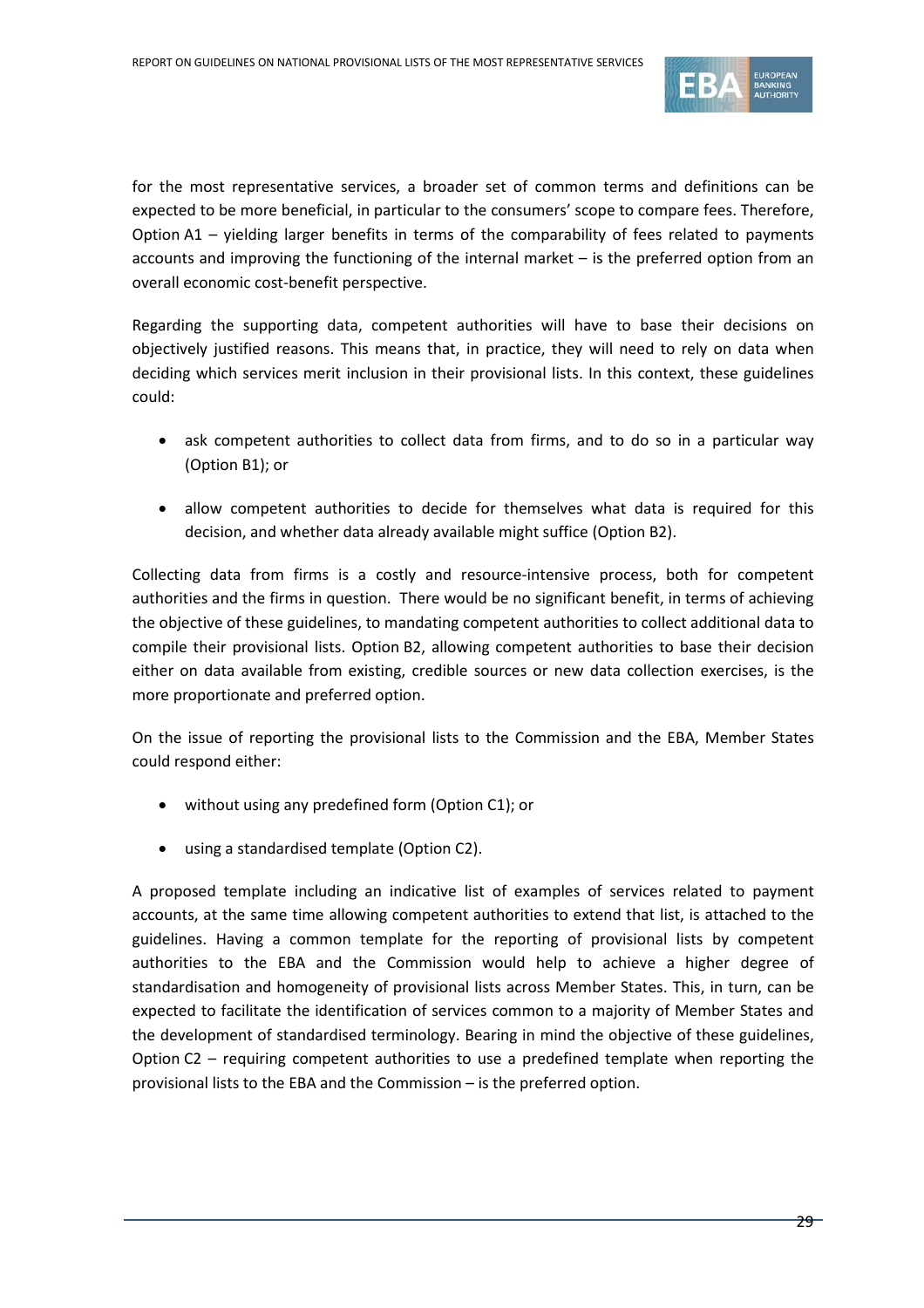for the most representative services, a broader set of common terms and definitions can be expected to be more beneficial, in particular to the consumers' scope to compare fees. Therefore, Option A1 – yielding larger benefits in terms of the comparability of fees related to payments accounts and improving the functioning of the internal market – is the preferred option from an overall economic cost-benefit perspective.

Regarding the supporting data, competent authorities will have to base their decisions on objectively justified reasons. This means that, in practice, they will need to rely on data when deciding which services merit inclusion in their provisional lists. In this context, these guidelines could:

- ask competent authorities to collect data from firms, and to do so in a particular way (Option B1); or
- allow competent authorities to decide for themselves what data is required for this decision, and whether data already available might suffice (Option B2).

Collecting data from firms is a costly and resource-intensive process, both for competent authorities and the firms in question. There would be no significant benefit, in terms of achieving the objective of these guidelines, to mandating competent authorities to collect additional data to compile their provisional lists. Option B2, allowing competent authorities to base their decision either on data available from existing, credible sources or new data collection exercises, is the more proportionate and preferred option.

On the issue of reporting the provisional lists to the Commission and the EBA, Member States could respond either:

- without using any predefined form (Option C1); or
- using a standardised template (Option C2).

A proposed template including an indicative list of examples of services related to payment accounts, at the same time allowing competent authorities to extend that list, is attached to the guidelines. Having a common template for the reporting of provisional lists by competent authorities to the EBA and the Commission would help to achieve a higher degree of standardisation and homogeneity of provisional lists across Member States. This, in turn, can be expected to facilitate the identification of services common to a majority of Member States and the development of standardised terminology. Bearing in mind the objective of these guidelines, Option C2 – requiring competent authorities to use a predefined template when reporting the provisional lists to the EBA and the Commission – is the preferred option.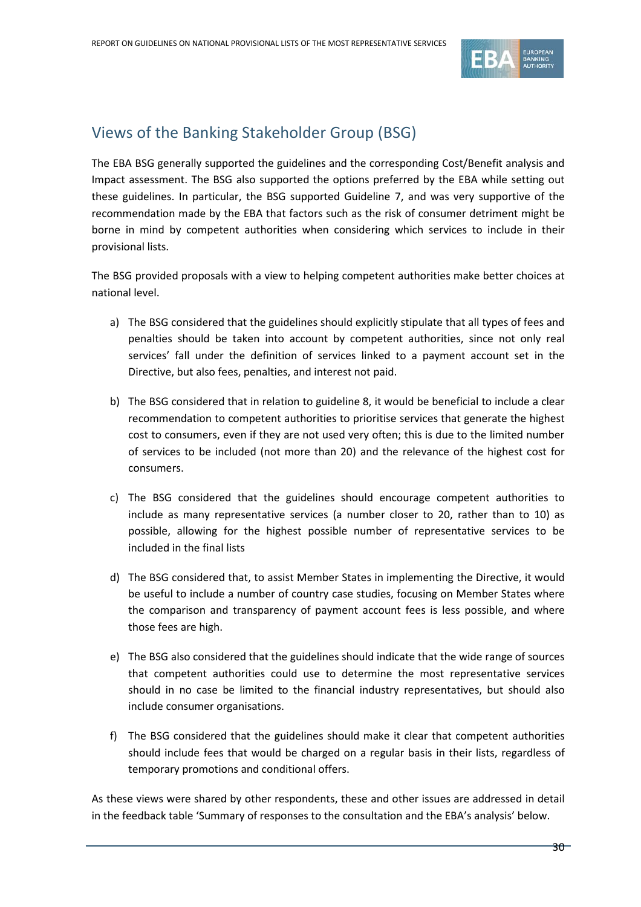## Views of the Banking Stakeholder Group (BSG)

The EBA BSG generally supported the guidelines and the corresponding Cost/Benefit analysis and Impact assessment. The BSG also supported the options preferred by the EBA while setting out these guidelines. In particular, the BSG supported Guideline 7, and was very supportive of the recommendation made by the EBA that factors such as the risk of consumer detriment might be borne in mind by competent authorities when considering which services to include in their provisional lists.

The BSG provided proposals with a view to helping competent authorities make better choices at national level.

a) The BSG considered that the guidelines should explicitly stipulate that all types of fees and penalties should be taken into account by competent authorities, since not only real services' fall under the definition of services linked to a payment account set in the Directive, but also fees, penalties, and interest not paid.

b) The BSG considered that in relation to guideline 8, it would be beneficial to include a clear recommendation to competent authorities to prioritise services that generate the highest cost to consumers, even if they are not used very often; this is due to the limited number of services to be included (not more than 20) and the relevance of the highest cost for consumers.

c) The BSG considered that the guidelines should encourage competent authorities to include as many representative services (a number closer to 20, rather than to 10) as possible, allowing for the highest possible number of representative services to be included in the final lists

d) The BSG considered that, to assist Member States in implementing the Directive, it would be useful to include a number of country case studies, focusing on Member States where the comparison and transparency of payment account fees is less possible, and where those fees are high.

e) The BSG also considered that the guidelines should indicate that the wide range of sources that competent authorities could use to determine the most representative services should in no case be limited to the financial industry representatives, but should also include consumer organisations.

f) The BSG considered that the guidelines should make it clear that competent authorities should include fees that would be charged on a regular basis in their lists, regardless of temporary promotions and conditional offers.

As these views were shared by other respondents, these and other issues are addressed in detail in the feedback table 'Summary of responses to the consultation and the EBA's analysis' below.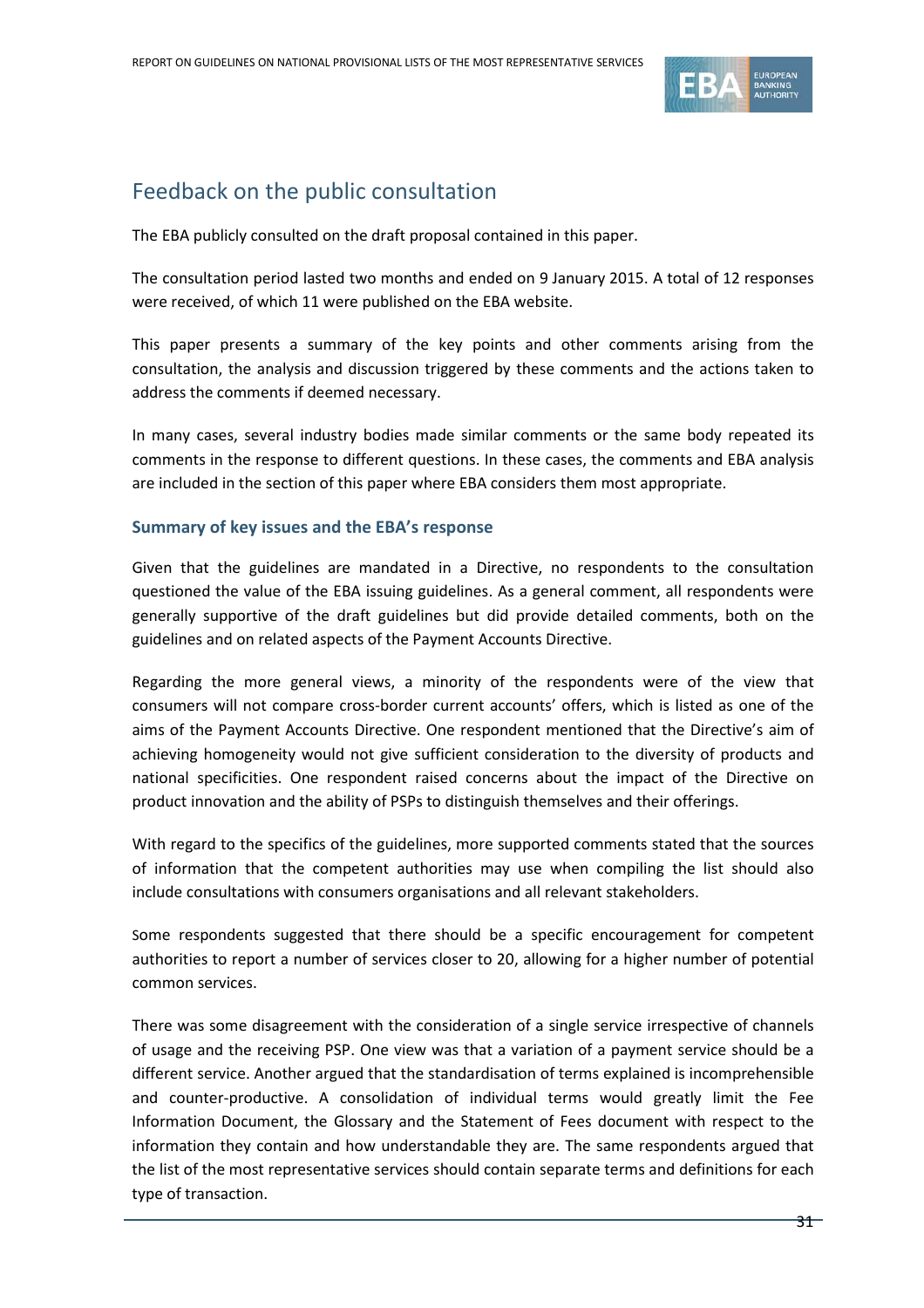# Feedback on the public consultation

The EBA publicly consulted on the draft proposal contained in this paper.

The consultation period lasted two months and ended on 9 January 2015. A total of 12 responses were received, of which 11 were published on the EBA website.

This paper presents a summary of the key points and other comments arising from the consultation, the analysis and discussion triggered by these comments and the actions taken to address the comments if deemed necessary.

In many cases, several industry bodies made similar comments or the same body repeated its comments in the response to different questions. In these cases, the comments and EBA analysis are included in the section of this paper where EBA considers them most appropriate.

### Summary of key issues and the EBA's response

Given that the guidelines are mandated in a Directive, no respondents to the consultation questioned the value of the EBA issuing guidelines. As a general comment, all respondents were generally supportive of the draft guidelines but did provide detailed comments, both on the guidelines and on related aspects of the Payment Accounts Directive.

Regarding the more general views, a minority of the respondents were of the view that consumers will not compare cross-border current accounts' offers, which is listed as one of the aims of the Payment Accounts Directive. One respondent mentioned that the Directive's aim of achieving homogeneity would not give sufficient consideration to the diversity of products and national specificities. One respondent raised concerns about the impact of the Directive on product innovation and the ability of PSPs to distinguish themselves and their offerings.

With regard to the specifics of the guidelines, more supported comments stated that the sources of information that the competent authorities may use when compiling the list should also include consultations with consumers organisations and all relevant stakeholders.

Some respondents suggested that there should be a specific encouragement for competent authorities to report a number of services closer to 20, allowing for a higher number of potential common services.

There was some disagreement with the consideration of a single service irrespective of channels of usage and the receiving PSP. One view was that a variation of a payment service should be a different service. Another argued that the standardisation of terms explained is incomprehensible and counter-productive. A consolidation of individual terms would greatly limit the Fee Information Document, the Glossary and the Statement of Fees document with respect to the information they contain and how understandable they are. The same respondents argued that the list of the most representative services should contain separate terms and definitions for each type of transaction.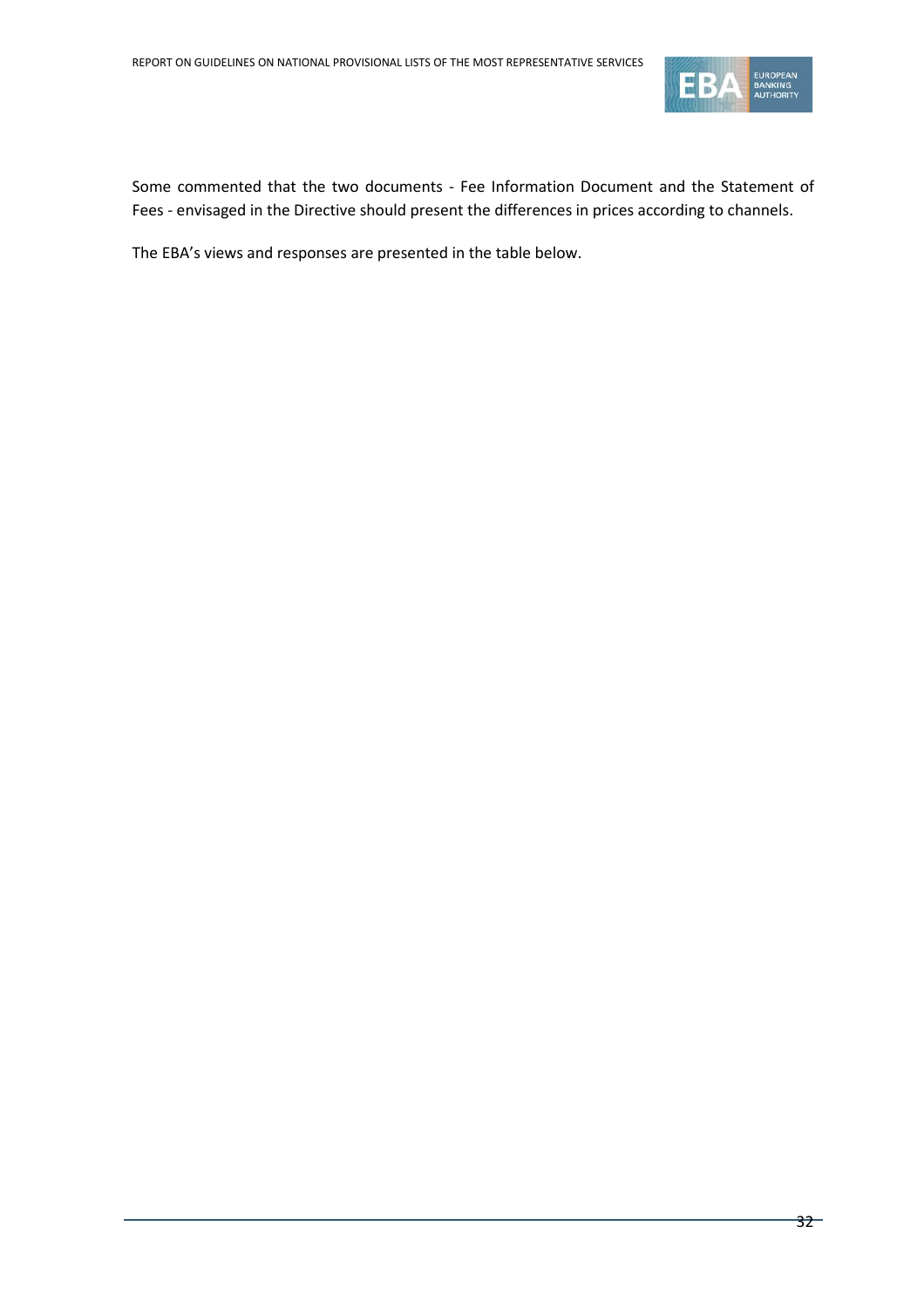Some commented that the two documents - Fee Information Document and the Statement of Fees - envisaged in the Directive should present the differences in prices according to channels.

The EBA's views and responses are presented in the table below.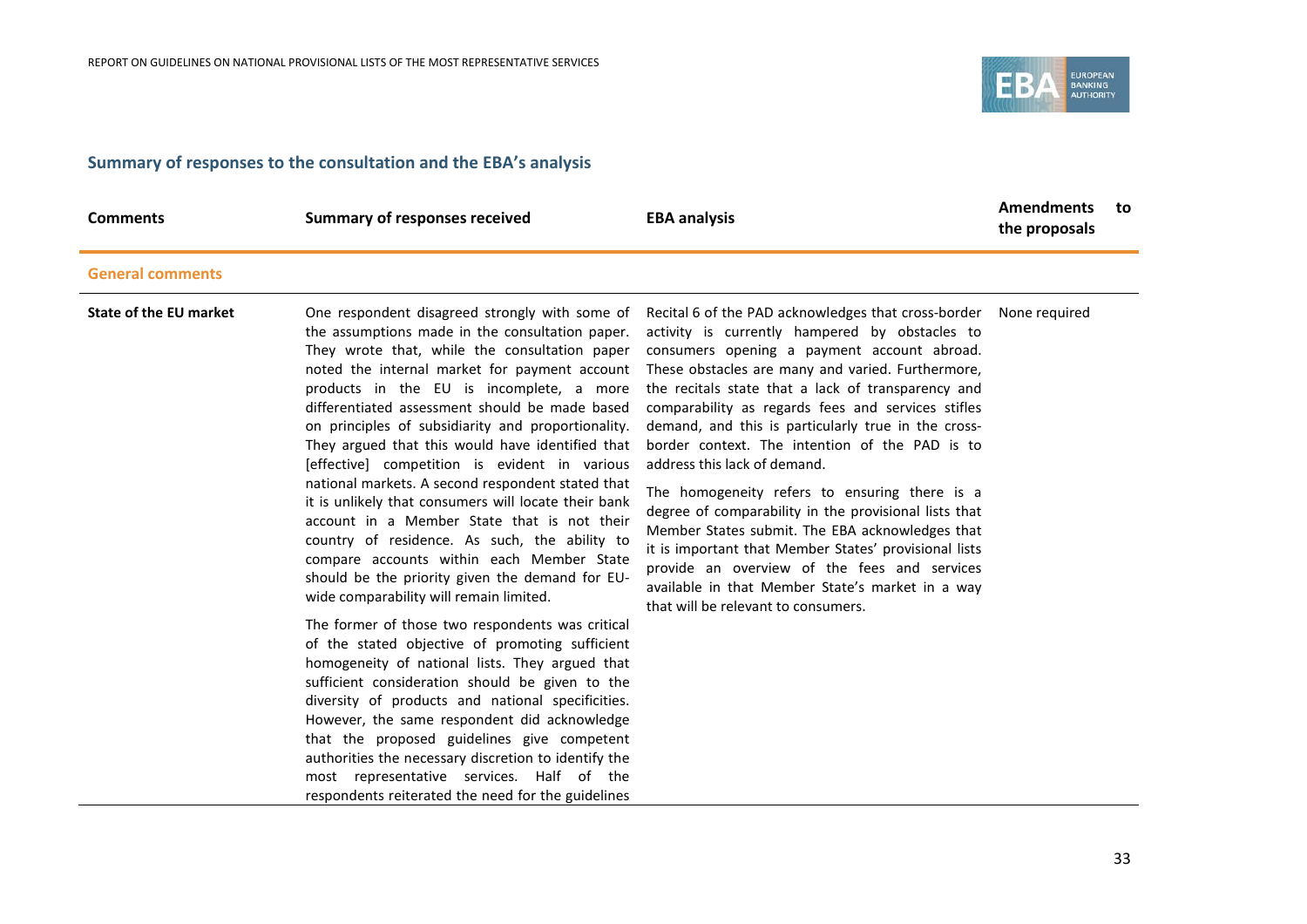## Summary of responses to the consultation and the EBA's analysis

| Comments | Summary of responses received | EBA analysis | Amendments to the proposals |
|---|---|---|---|
| **General comments** | | | |
| **State of the EU market** | One respondent disagreed strongly with some of the assumptions made in the consultation paper. They wrote that, while the consultation paper noted the internal market for payment account products in the EU is incomplete, a more differentiated assessment should be made based on principles of subsidiarity and proportionality. They argued that this would have identified that [effective] competition is evident in various national markets. A second respondent stated that it is unlikely that consumers will locate their bank account in a Member State that is not their country of residence. As such, the ability to compare accounts within each Member State should be the priority given the demand for EU-wide comparability will remain limited.<br><br>The former of those two respondents was critical of the stated objective of promoting sufficient homogeneity of national lists. They argued that sufficient consideration should be given to the diversity of products and national specificities. However, the same respondent did acknowledge that the proposed guidelines give competent authorities the necessary discretion to identify the most representative services. Half of the respondents reiterated the need for the guidelines | Recital 6 of the PAD acknowledges that cross-border activity is currently hampered by obstacles to consumers opening a payment account abroad. These obstacles are many and varied. Furthermore, the recitals state that a lack of transparency and comparability as regards fees and services stifles demand, and this is particularly true in the cross-border context. The intention of the PAD is to address this lack of demand.<br><br>The homogeneity refers to ensuring there is a degree of comparability in the provisional lists that Member States submit. The EBA acknowledges that it is important that Member States' provisional lists provide an overview of the fees and services available in that Member State's market in a way that will be relevant to consumers. | None required |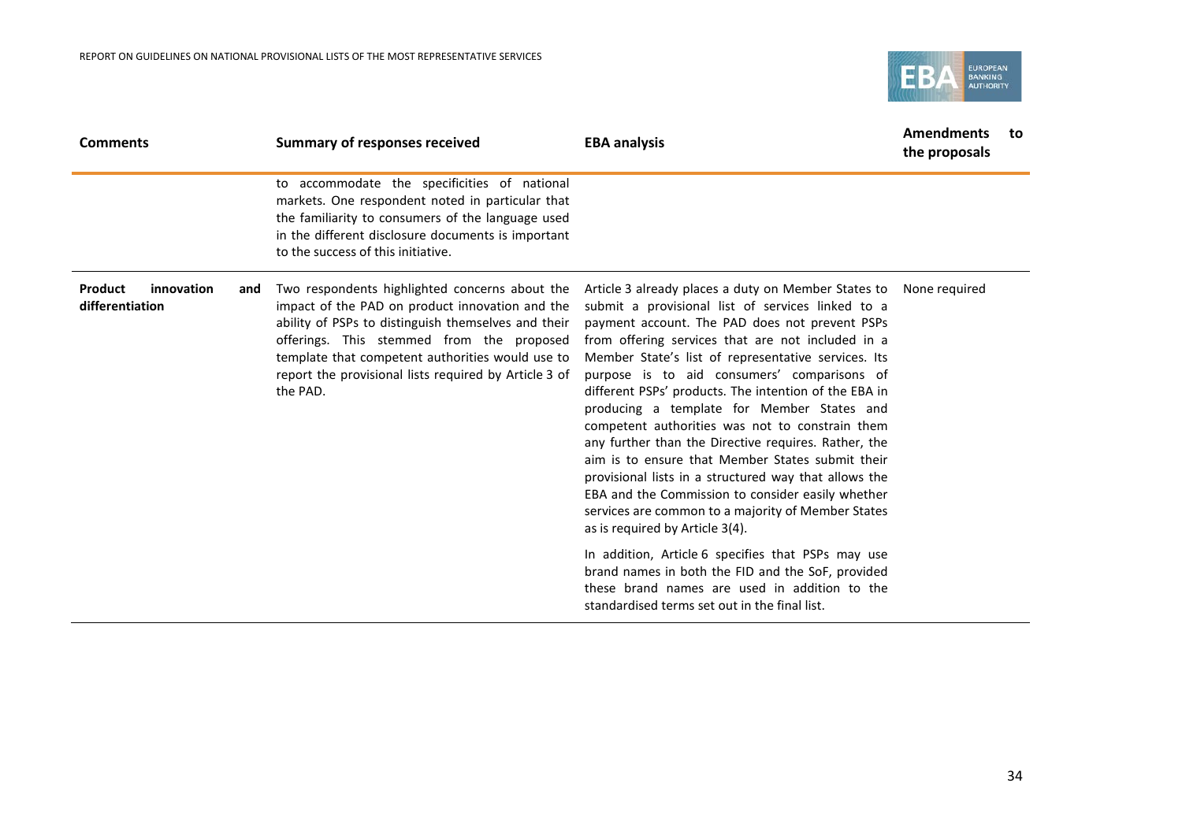| Comments | Summary of responses received | EBA analysis | Amendments to the proposals |
|---|---|---|---|
| | to accommodate the specificities of national markets. One respondent noted in particular that the familiarity to consumers of the language used in the different disclosure documents is important to the success of this initiative. | | |
| **Product innovation and differentiation** | Two respondents highlighted concerns about the impact of the PAD on product innovation and the ability of PSPs to distinguish themselves and their offerings. This stemmed from the proposed template that competent authorities would use to report the provisional lists required by Article 3 of the PAD. | Article 3 already places a duty on Member States to submit a provisional list of services linked to a payment account. The PAD does not prevent PSPs from offering services that are not included in a Member State's list of representative services. Its purpose is to aid consumers' comparisons of different PSPs' products. The intention of the EBA in producing a template for Member States and competent authorities was not to constrain them any further than the Directive requires. Rather, the aim is to ensure that Member States submit their provisional lists in a structured way that allows the EBA and the Commission to consider easily whether services are common to a majority of Member States as is required by Article 3(4).<br><br>In addition, Article 6 specifies that PSPs may use brand names in both the FID and the SoF, provided these brand names are used in addition to the standardised terms set out in the final list. | None required |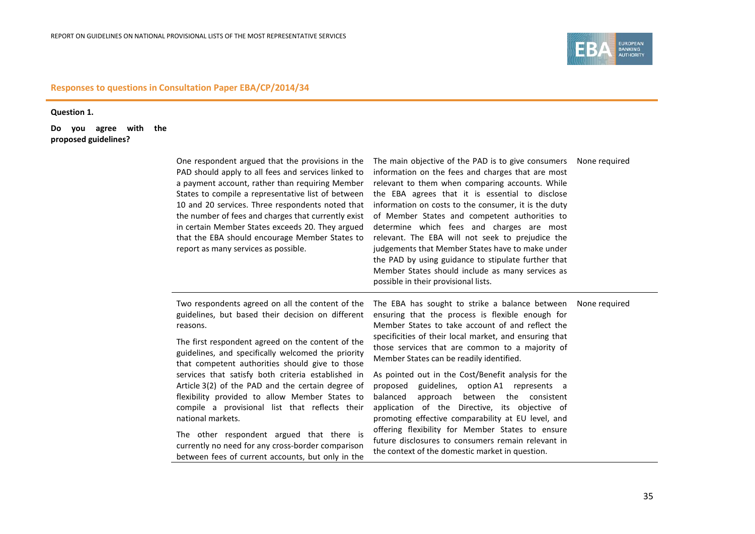## Responses to questions in Consultation Paper EBA/CP/2014/34

| | | | |
|---|---|---|---|
| **Question 1.**<br><br>**Do you agree with the proposed guidelines?** | | | |
| | One respondent argued that the provisions in the PAD should apply to all fees and services linked to a payment account, rather than requiring Member States to compile a representative list of between 10 and 20 services. Three respondents noted that the number of fees and charges that currently exist in certain Member States exceeds 20. They argued that the EBA should encourage Member States to report as many services as possible. | The main objective of the PAD is to give consumers information on the fees and charges that are most relevant to them when comparing accounts. While the EBA agrees that it is essential to disclose information on costs to the consumer, it is the duty of Member States and competent authorities to determine which fees and charges are most relevant. The EBA will not seek to prejudice the judgements that Member States have to make under the PAD by using guidance to stipulate further that Member States should include as many services as possible in their provisional lists. | None required |
| | Two respondents agreed on all the content of the guidelines, but based their decision on different reasons.<br><br>The first respondent agreed on the content of the guidelines, and specifically welcomed the priority that competent authorities should give to those services that satisfy both criteria established in Article 3(2) of the PAD and the certain degree of flexibility provided to allow Member States to compile a provisional list that reflects their national markets.<br><br>The other respondent argued that there is currently no need for any cross-border comparison between fees of current accounts, but only in the | The EBA has sought to strike a balance between ensuring that the process is flexible enough for Member States to take account of and reflect the specificities of their local market, and ensuring that those services that are common to a majority of Member States can be readily identified.<br><br>As pointed out in the Cost/Benefit analysis for the proposed guidelines, option A1 represents a balanced approach between the consistent application of the Directive, its objective of promoting effective comparability at EU level, and offering flexibility for Member States to ensure future disclosures to consumers remain relevant in the context of the domestic market in question. | None required |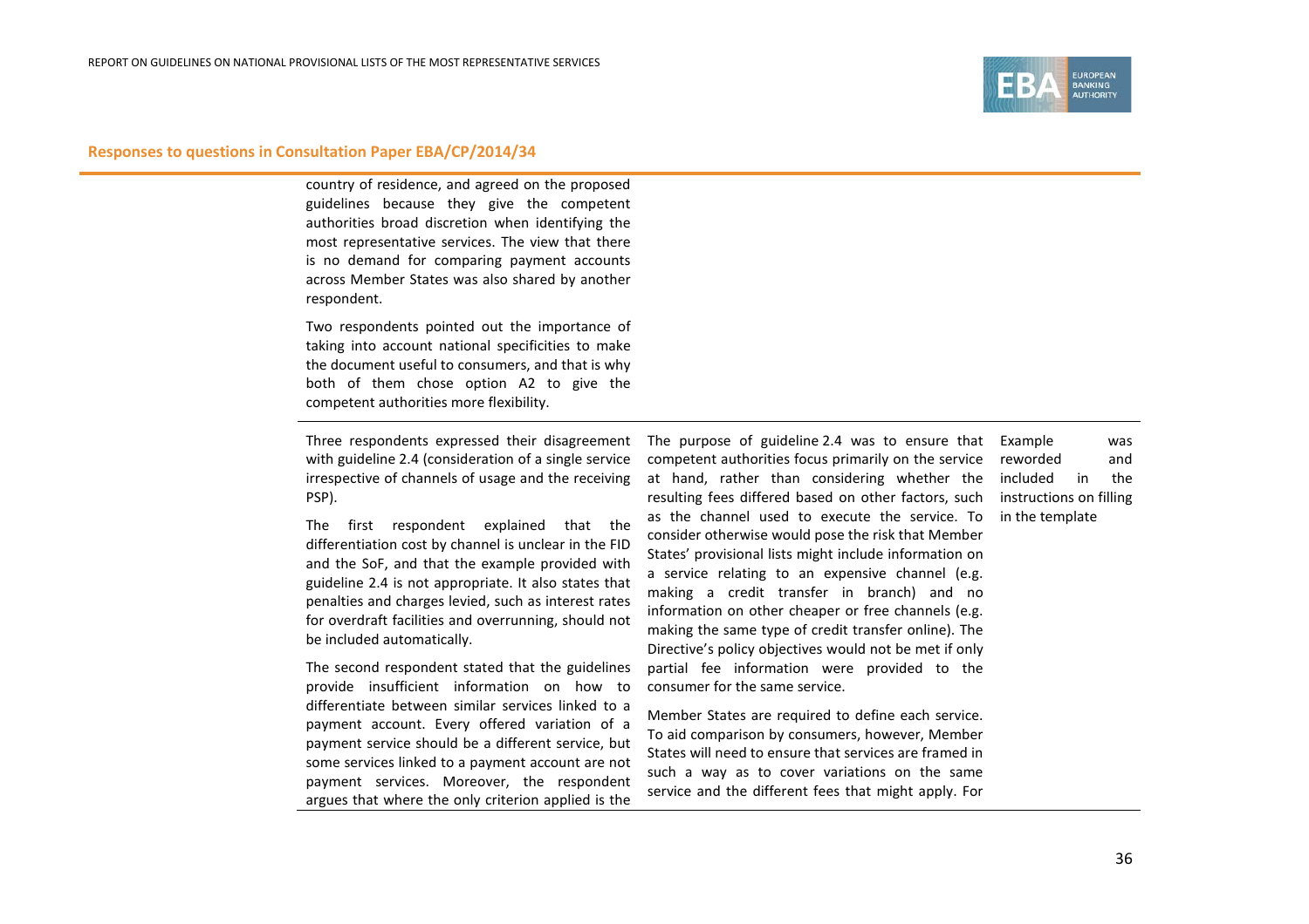## Responses to questions in Consultation Paper EBA/CP/2014/34

| | | | |
|---|---|---|---|
| | country of residence, and agreed on the proposed guidelines because they give the competent authorities broad discretion when identifying the most representative services. The view that there is no demand for comparing payment accounts across Member States was also shared by another respondent.<br><br>Two respondents pointed out the importance of taking into account national specificities to make the document useful to consumers, and that is why both of them chose option A2 to give the competent authorities more flexibility. | | |
| | Three respondents expressed their disagreement with guideline 2.4 (consideration of a single service irrespective of channels of usage and the receiving PSP).<br><br>The first respondent explained that the differentiation cost by channel is unclear in the FID and the SoF, and that the example provided with guideline 2.4 is not appropriate. It also states that penalties and charges levied, such as interest rates for overdraft facilities and overrunning, should not be included automatically.<br><br>The second respondent stated that the guidelines provide insufficient information on how to differentiate between similar services linked to a payment account. Every offered variation of a payment service should be a different service, but some services linked to a payment account are not payment services. Moreover, the respondent argues that where the only criterion applied is the | The purpose of guideline 2.4 was to ensure that competent authorities focus primarily on the service at hand, rather than considering whether the resulting fees differed based on other factors, such as the channel used to execute the service. To consider otherwise would pose the risk that Member States' provisional lists might include information on a service relating to an expensive channel (e.g. making a credit transfer in branch) and no information on other cheaper or free channels (e.g. making the same type of credit transfer online). The Directive's policy objectives would not be met if only partial fee information were provided to the consumer for the same service.<br><br>Member States are required to define each service. To aid comparison by consumers, however, Member States will need to ensure that services are framed in such a way as to cover variations on the same service and the different fees that might apply. For | Example was reworded and included in the instructions on filling in the template |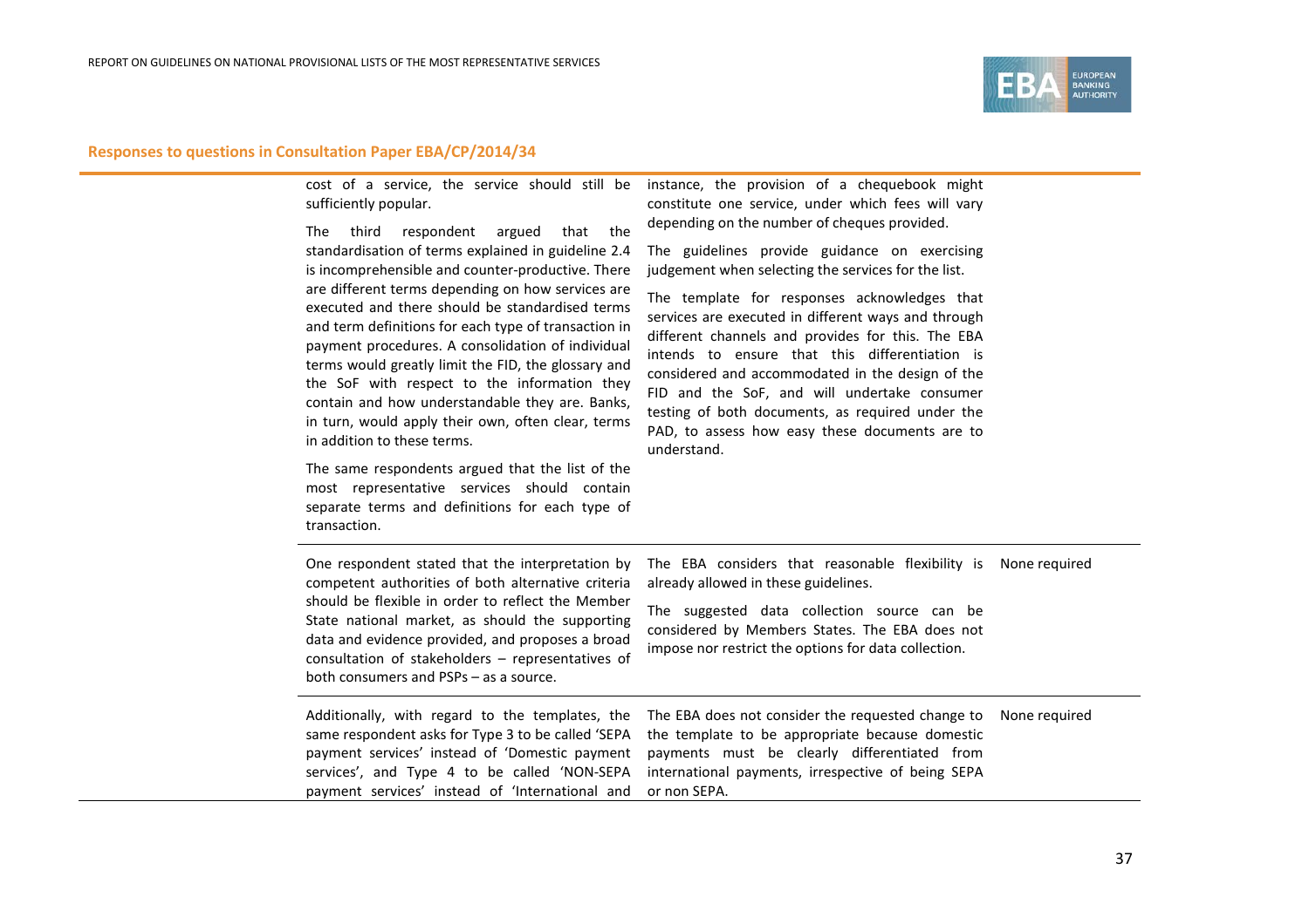## Responses to questions in Consultation Paper EBA/CP/2014/34

| | | | |
|---|---|---|---|
| | cost of a service, the service should still be sufficiently popular. The third respondent argued that the standardisation of terms explained in guideline 2.4 is incomprehensible and counter-productive. There are different terms depending on how services are executed and there should be standardised terms and term definitions for each type of transaction in payment procedures. A consolidation of individual terms would greatly limit the FID, the glossary and the SoF with respect to the information they contain and how understandable they are. Banks, in turn, would apply their own, often clear, terms in addition to these terms. The same respondents argued that the list of the most representative services should contain separate terms and definitions for each type of transaction. | instance, the provision of a chequebook might constitute one service, under which fees will vary depending on the number of cheques provided. The guidelines provide guidance on exercising judgement when selecting the services for the list. The template for responses acknowledges that services are executed in different ways and through different channels and provides for this. The EBA intends to ensure that this differentiation is considered and accommodated in the design of the FID and the SoF, and will undertake consumer testing of both documents, as required under the PAD, to assess how easy these documents are to understand. | |
| | One respondent stated that the interpretation by competent authorities of both alternative criteria should be flexible in order to reflect the Member State national market, as should the supporting data and evidence provided, and proposes a broad consultation of stakeholders – representatives of both consumers and PSPs – as a source. | The EBA considers that reasonable flexibility is already allowed in these guidelines. The suggested data collection source can be considered by Members States. The EBA does not impose nor restrict the options for data collection. | None required |
| | Additionally, with regard to the templates, the same respondent asks for Type 3 to be called 'SEPA payment services' instead of 'Domestic payment services', and Type 4 to be called 'NON-SEPA payment services' instead of 'International and | The EBA does not consider the requested change to the template to be appropriate because domestic payments must be clearly differentiated from international payments, irrespective of being SEPA or non SEPA. | None required |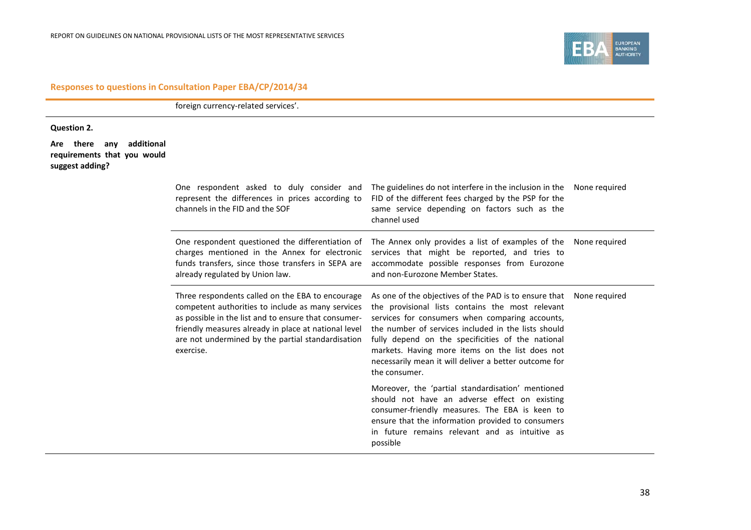## Responses to questions in Consultation Paper EBA/CP/2014/34

| | | | |
|---|---|---|---|
| | foreign currency-related services’. | | |
| **Question 2.**<br><br>**Are there any additional requirements that you would suggest adding?** | | | |
| | One respondent asked to duly consider and represent the differences in prices according to channels in the FID and the SOF | The guidelines do not interfere in the inclusion in the FID of the different fees charged by the PSP for the same service depending on factors such as the channel used | None required |
| | One respondent questioned the differentiation of charges mentioned in the Annex for electronic funds transfers, since those transfers in SEPA are already regulated by Union law. | The Annex only provides a list of examples of the services that might be reported, and tries to accommodate possible responses from Eurozone and non-Eurozone Member States. | None required |
| | Three respondents called on the EBA to encourage competent authorities to include as many services as possible in the list and to ensure that consumer-friendly measures already in place at national level are not undermined by the partial standardisation exercise. | As one of the objectives of the PAD is to ensure that the provisional lists contains the most relevant services for consumers when comparing accounts, the number of services included in the lists should fully depend on the specificities of the national markets. Having more items on the list does not necessarily mean it will deliver a better outcome for the consumer.<br><br>Moreover, the ‘partial standardisation’ mentioned should not have an adverse effect on existing consumer-friendly measures. The EBA is keen to ensure that the information provided to consumers in future remains relevant and as intuitive as possible | None required |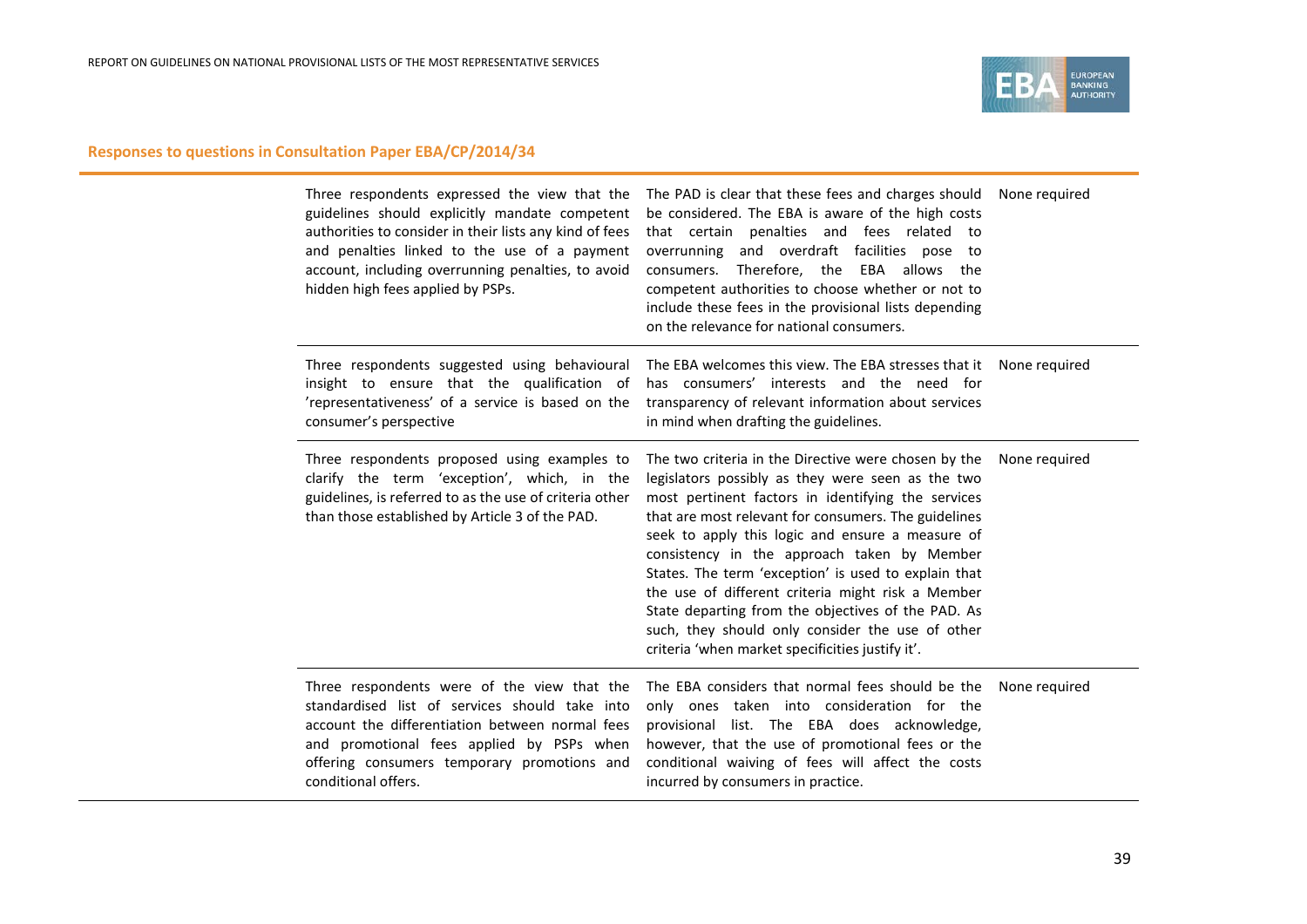## Responses to questions in Consultation Paper EBA/CP/2014/34

| | | | |
|---|---|---|---|
| | Three respondents expressed the view that the guidelines should explicitly mandate competent authorities to consider in their lists any kind of fees and penalties linked to the use of a payment account, including overrunning penalties, to avoid hidden high fees applied by PSPs. | The PAD is clear that these fees and charges should be considered. The EBA is aware of the high costs that certain penalties and fees related to overrunning and overdraft facilities pose to consumers. Therefore, the EBA allows the competent authorities to choose whether or not to include these fees in the provisional lists depending on the relevance for national consumers. | None required |
| | Three respondents suggested using behavioural insight to ensure that the qualification of 'representativeness' of a service is based on the consumer's perspective | The EBA welcomes this view. The EBA stresses that it has consumers' interests and the need for transparency of relevant information about services in mind when drafting the guidelines. | None required |
| | Three respondents proposed using examples to clarify the term 'exception', which, in the guidelines, is referred to as the use of criteria other than those established by Article 3 of the PAD. | The two criteria in the Directive were chosen by the legislators possibly as they were seen as the two most pertinent factors in identifying the services that are most relevant for consumers. The guidelines seek to apply this logic and ensure a measure of consistency in the approach taken by Member States. The term 'exception' is used to explain that the use of different criteria might risk a Member State departing from the objectives of the PAD. As such, they should only consider the use of other criteria 'when market specificities justify it'. | None required |
| | Three respondents were of the view that the standardised list of services should take into account the differentiation between normal fees and promotional fees applied by PSPs when offering consumers temporary promotions and conditional offers. | The EBA considers that normal fees should be the only ones taken into consideration for the provisional list. The EBA does acknowledge, however, that the use of promotional fees or the conditional waiving of fees will affect the costs incurred by consumers in practice. | None required |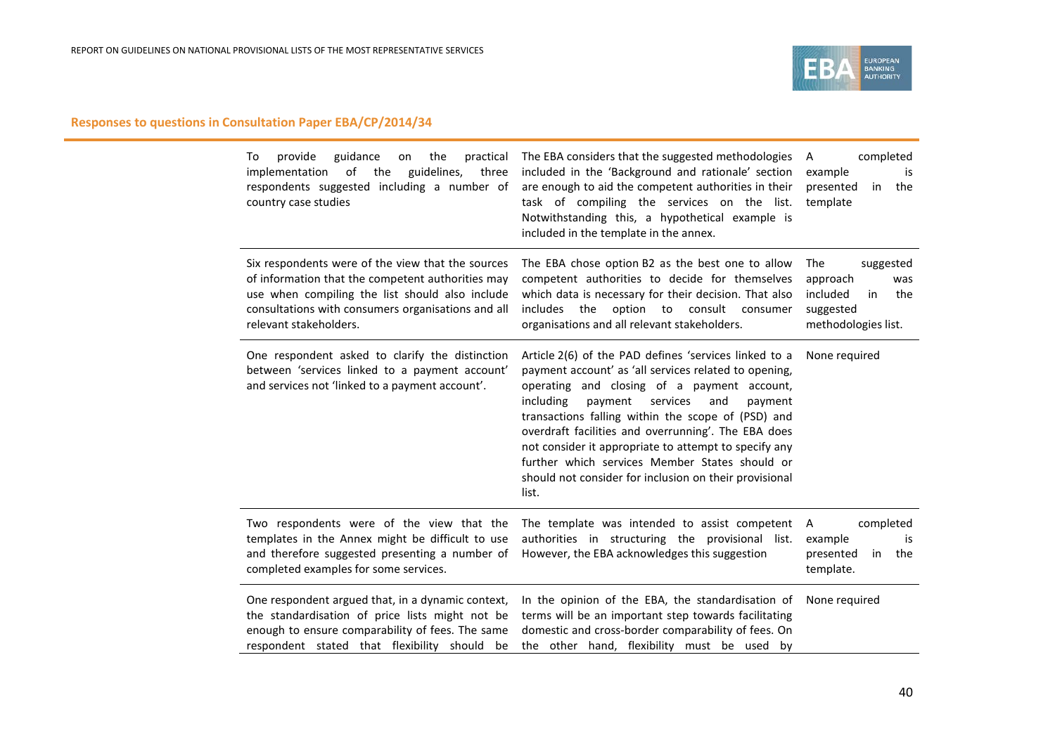## Responses to questions in Consultation Paper EBA/CP/2014/34

| | | |
|---|---|---|
| To provide guidance on the practical implementation of the guidelines, three respondents suggested including a number of country case studies | The EBA considers that the suggested methodologies included in the 'Background and rationale' section are enough to aid the competent authorities in their task of compiling the services on the list. Notwithstanding this, a hypothetical example is included in the template in the annex. | A completed example is presented in the template |
| Six respondents were of the view that the sources of information that the competent authorities may use when compiling the list should also include consultations with consumers organisations and all relevant stakeholders. | The EBA chose option B2 as the best one to allow competent authorities to decide for themselves which data is necessary for their decision. That also includes the option to consult consumer organisations and all relevant stakeholders. | The suggested approach was included in the suggested methodologies list. |
| One respondent asked to clarify the distinction between 'services linked to a payment account' and services not 'linked to a payment account'. | Article 2(6) of the PAD defines 'services linked to a payment account' as 'all services related to opening, operating and closing of a payment account, including payment services and payment transactions falling within the scope of (PSD) and overdraft facilities and overrunning'. The EBA does not consider it appropriate to attempt to specify any further which services Member States should or should not consider for inclusion on their provisional list. | None required |
| Two respondents were of the view that the templates in the Annex might be difficult to use and therefore suggested presenting a number of completed examples for some services. | The template was intended to assist competent authorities in structuring the provisional list. However, the EBA acknowledges this suggestion | A completed example is presented in the template. |
| One respondent argued that, in a dynamic context, the standardisation of price lists might not be enough to ensure comparability of fees. The same respondent stated that flexibility should be | In the opinion of the EBA, the standardisation of terms will be an important step towards facilitating domestic and cross-border comparability of fees. On the other hand, flexibility must be used by | None required |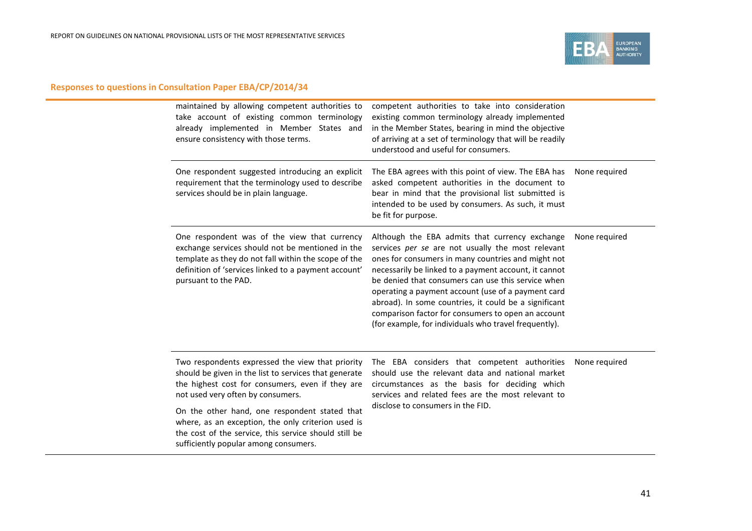## Responses to questions in Consultation Paper EBA/CP/2014/34

| | | | |
|---|---|---|---|
| | maintained by allowing competent authorities to take account of existing common terminology already implemented in Member States and ensure consistency with those terms. | competent authorities to take into consideration existing common terminology already implemented in the Member States, bearing in mind the objective of arriving at a set of terminology that will be readily understood and useful for consumers. | |
| | One respondent suggested introducing an explicit requirement that the terminology used to describe services should be in plain language. | The EBA agrees with this point of view. The EBA has asked competent authorities in the document to bear in mind that the provisional list submitted is intended to be used by consumers. As such, it must be fit for purpose. | None required |
| | One respondent was of the view that currency exchange services should not be mentioned in the template as they do not fall within the scope of the definition of 'services linked to a payment account' pursuant to the PAD. | Although the EBA admits that currency exchange services *per se* are not usually the most relevant ones for consumers in many countries and might not necessarily be linked to a payment account, it cannot be denied that consumers can use this service when operating a payment account (use of a payment card abroad). In some countries, it could be a significant comparison factor for consumers to open an account (for example, for individuals who travel frequently). | None required |
| | Two respondents expressed the view that priority should be given in the list to services that generate the highest cost for consumers, even if they are not used very often by consumers.<br><br>On the other hand, one respondent stated that where, as an exception, the only criterion used is the cost of the service, this service should still be sufficiently popular among consumers. | The EBA considers that competent authorities should use the relevant data and national market circumstances as the basis for deciding which services and related fees are the most relevant to disclose to consumers in the FID. | None required |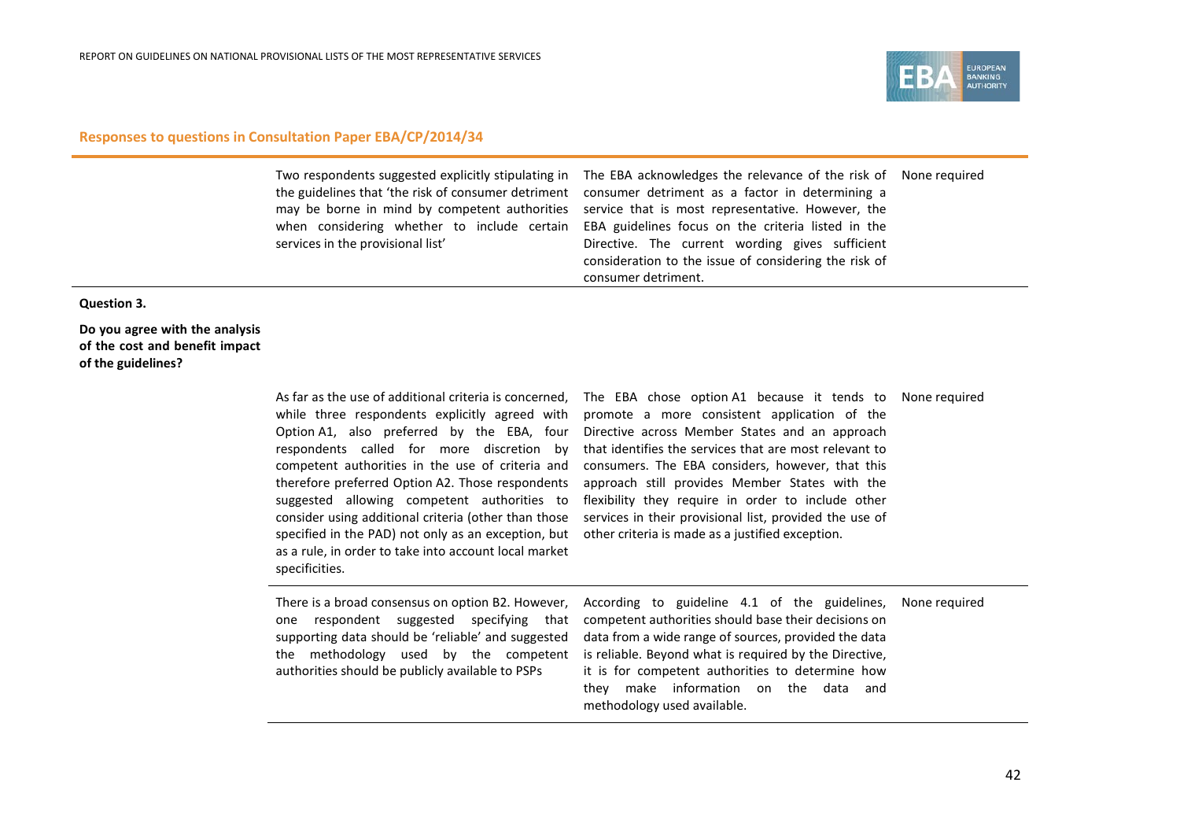## Responses to questions in Consultation Paper EBA/CP/2014/34

| | | | |
|---|---|---|---|
| | Two respondents suggested explicitly stipulating in the guidelines that 'the risk of consumer detriment may be borne in mind by competent authorities when considering whether to include certain services in the provisional list' | The EBA acknowledges the relevance of the risk of consumer detriment as a factor in determining a service that is most representative. However, the EBA guidelines focus on the criteria listed in the Directive. The current wording gives sufficient consideration to the issue of considering the risk of consumer detriment. | None required |
| **Question 3.** **Do you agree with the analysis of the cost and benefit impact of the guidelines?** | | | |
| | As far as the use of additional criteria is concerned, while three respondents explicitly agreed with Option A1, also preferred by the EBA, four respondents called for more discretion by competent authorities in the use of criteria and therefore preferred Option A2. Those respondents suggested allowing competent authorities to consider using additional criteria (other than those specified in the PAD) not only as an exception, but as a rule, in order to take into account local market specificities. | The EBA chose option A1 because it tends to promote a more consistent application of the Directive across Member States and an approach that identifies the services that are most relevant to consumers. The EBA considers, however, that this approach still provides Member States with the flexibility they require in order to include other services in their provisional list, provided the use of other criteria is made as a justified exception. | None required |
| | There is a broad consensus on option B2. However, one respondent suggested specifying that supporting data should be 'reliable' and suggested the methodology used by the competent authorities should be publicly available to PSPs | According to guideline 4.1 of the guidelines, competent authorities should base their decisions on data from a wide range of sources, provided the data is reliable. Beyond what is required by the Directive, it is for competent authorities to determine how they make information on the data and methodology used available. | None required |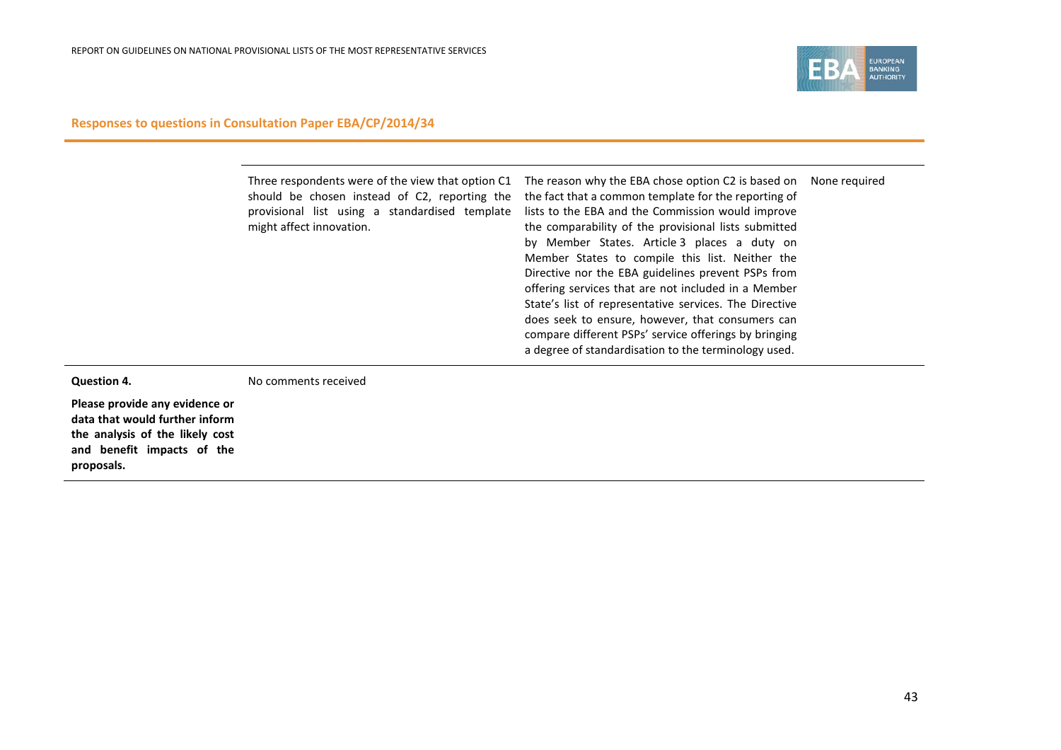## Responses to questions in Consultation Paper EBA/CP/2014/34

| | | | |
|---|---|---|---|
| | Three respondents were of the view that option C1 should be chosen instead of C2, reporting the provisional list using a standardised template might affect innovation. | The reason why the EBA chose option C2 is based on the fact that a common template for the reporting of lists to the EBA and the Commission would improve the comparability of the provisional lists submitted by Member States. Article 3 places a duty on Member States to compile this list. Neither the Directive nor the EBA guidelines prevent PSPs from offering services that are not included in a Member State's list of representative services. The Directive does seek to ensure, however, that consumers can compare different PSPs' service offerings by bringing a degree of standardisation to the terminology used. | None required |
| **Question 4.** **Please provide any evidence or data that would further inform the analysis of the likely cost and benefit impacts of the proposals.** | No comments received | | |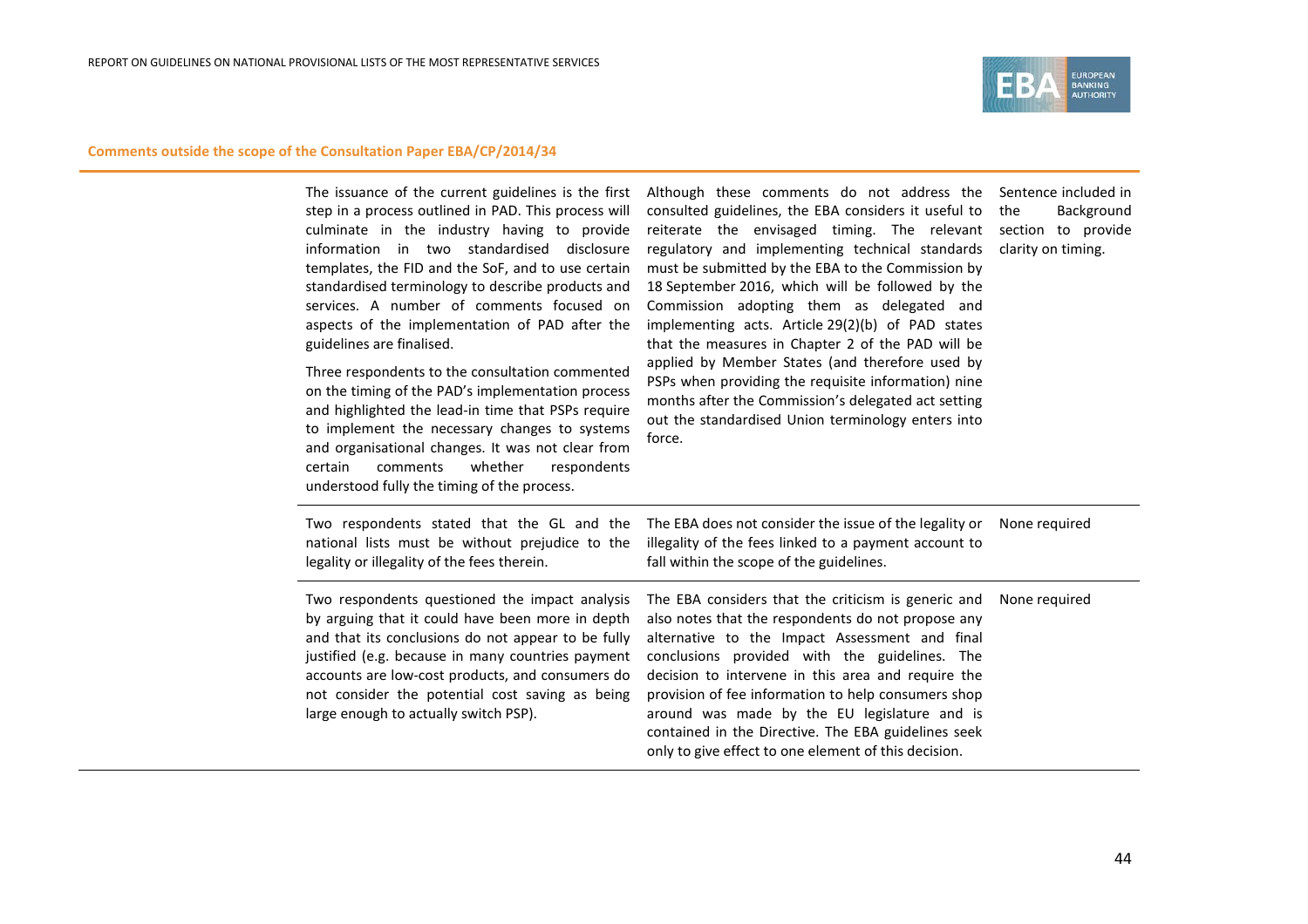**Comments outside the scope of the Consultation Paper EBA/CP/2014/34**

| | | | |
|---|---|---|---|
| | The issuance of the current guidelines is the first step in a process outlined in PAD. This process will culminate in the industry having to provide information in two standardised disclosure templates, the FID and the SoF, and to use certain standardised terminology to describe products and services. A number of comments focused on aspects of the implementation of PAD after the guidelines are finalised.<br><br>Three respondents to the consultation commented on the timing of the PAD's implementation process and highlighted the lead-in time that PSPs require to implement the necessary changes to systems and organisational changes. It was not clear from certain comments whether respondents understood fully the timing of the process. | Although these comments do not address the consulted guidelines, the EBA considers it useful to reiterate the envisaged timing. The relevant regulatory and implementing technical standards must be submitted by the EBA to the Commission by 18 September 2016, which will be followed by the Commission adopting them as delegated and implementing acts. Article 29(2)(b) of PAD states that the measures in Chapter 2 of the PAD will be applied by Member States (and therefore used by PSPs when providing the requisite information) nine months after the Commission's delegated act setting out the standardised Union terminology enters into force. | Sentence included in the Background section to provide clarity on timing. |
| | Two respondents stated that the GL and the national lists must be without prejudice to the legality or illegality of the fees therein. | The EBA does not consider the issue of the legality or illegality of the fees linked to a payment account to fall within the scope of the guidelines. | None required |
| | Two respondents questioned the impact analysis by arguing that it could have been more in depth and that its conclusions do not appear to be fully justified (e.g. because in many countries payment accounts are low-cost products, and consumers do not consider the potential cost saving as being large enough to actually switch PSP). | The EBA considers that the criticism is generic and also notes that the respondents do not propose any alternative to the Impact Assessment and final conclusions provided with the guidelines. The decision to intervene in this area and require the provision of fee information to help consumers shop around was made by the EU legislature and is contained in the Directive. The EBA guidelines seek only to give effect to one element of this decision. | None required |